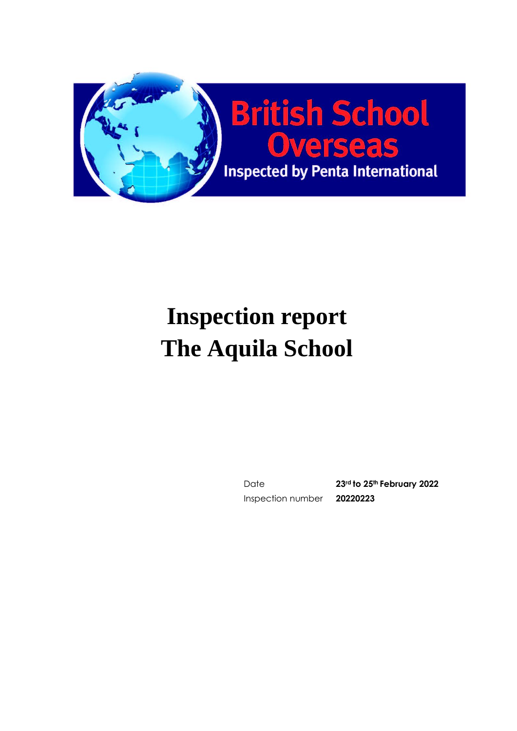British School Overseas

Inspected by Penta International

# Inspection report
# The Aquila School

| | |
|---|---|
| Date | **23rd to 25th February 2022** |
| Inspection number | **20220223** |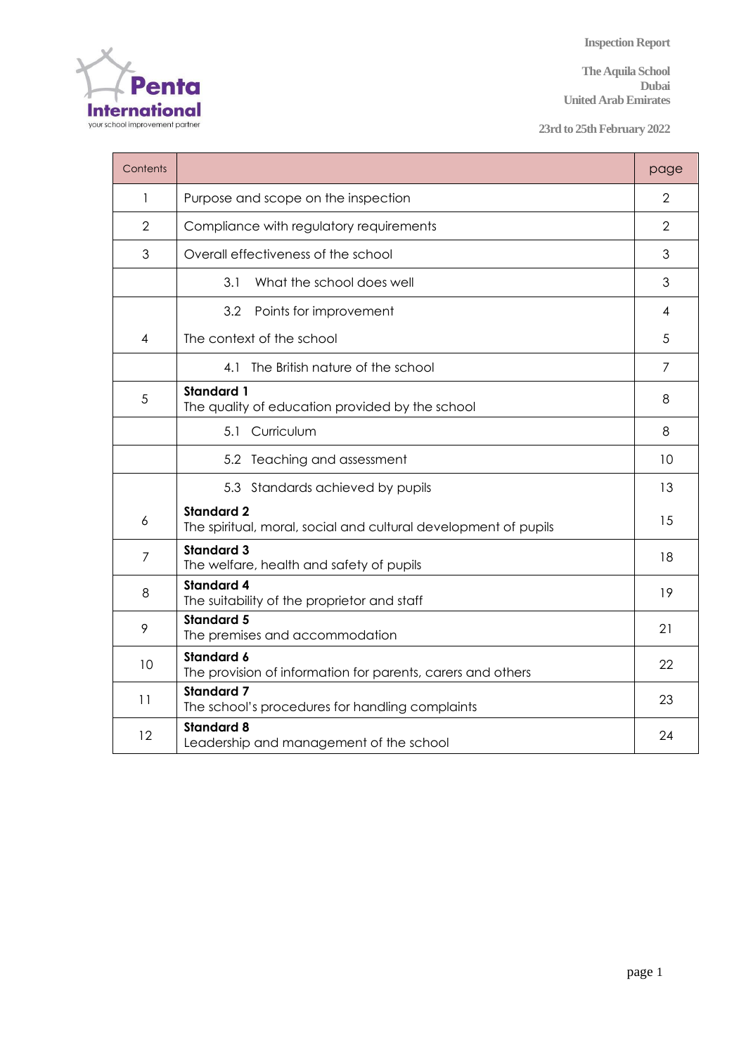Inspection Report

The Aquila School
Dubai
United Arab Emirates

23rd to 25th February 2022

| Contents | | page |
|---|---|---|
| 1 | Purpose and scope on the inspection | 2 |
| 2 | Compliance with regulatory requirements | 2 |
| 3 | Overall effectiveness of the school | 3 |
| | 3.1 What the school does well | 3 |
| | 3.2 Points for improvement | 4 |
| 4 | The context of the school | 5 |
| | 4.1 The British nature of the school | 7 |
| 5 | **Standard 1** The quality of education provided by the school | 8 |
| | 5.1 Curriculum | 8 |
| | 5.2 Teaching and assessment | 10 |
| | 5.3 Standards achieved by pupils | 13 |
| 6 | **Standard 2** The spiritual, moral, social and cultural development of pupils | 15 |
| 7 | **Standard 3** The welfare, health and safety of pupils | 18 |
| 8 | **Standard 4** The suitability of the proprietor and staff | 19 |
| 9 | **Standard 5** The premises and accommodation | 21 |
| 10 | **Standard 6** The provision of information for parents, carers and others | 22 |
| 11 | **Standard 7** The school's procedures for handling complaints | 23 |
| 12 | **Standard 8** Leadership and management of the school | 24 |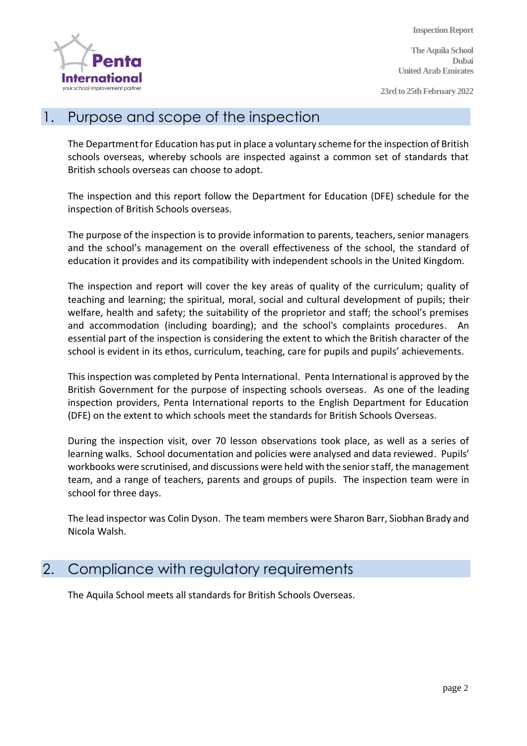## 1. Purpose and scope of the inspection

The Department for Education has put in place a voluntary scheme for the inspection of British schools overseas, whereby schools are inspected against a common set of standards that British schools overseas can choose to adopt.

The inspection and this report follow the Department for Education (DFE) schedule for the inspection of British Schools overseas.

The purpose of the inspection is to provide information to parents, teachers, senior managers and the school's management on the overall effectiveness of the school, the standard of education it provides and its compatibility with independent schools in the United Kingdom.

The inspection and report will cover the key areas of quality of the curriculum; quality of teaching and learning; the spiritual, moral, social and cultural development of pupils; their welfare, health and safety; the suitability of the proprietor and staff; the school's premises and accommodation (including boarding); and the school's complaints procedures. An essential part of the inspection is considering the extent to which the British character of the school is evident in its ethos, curriculum, teaching, care for pupils and pupils' achievements.

This inspection was completed by Penta International. Penta International is approved by the British Government for the purpose of inspecting schools overseas. As one of the leading inspection providers, Penta International reports to the English Department for Education (DFE) on the extent to which schools meet the standards for British Schools Overseas.

During the inspection visit, over 70 lesson observations took place, as well as a series of learning walks. School documentation and policies were analysed and data reviewed. Pupils' workbooks were scrutinised, and discussions were held with the senior staff, the management team, and a range of teachers, parents and groups of pupils. The inspection team were in school for three days.

The lead inspector was Colin Dyson. The team members were Sharon Barr, Siobhan Brady and Nicola Walsh.

## 2. Compliance with regulatory requirements

The Aquila School meets all standards for British Schools Overseas.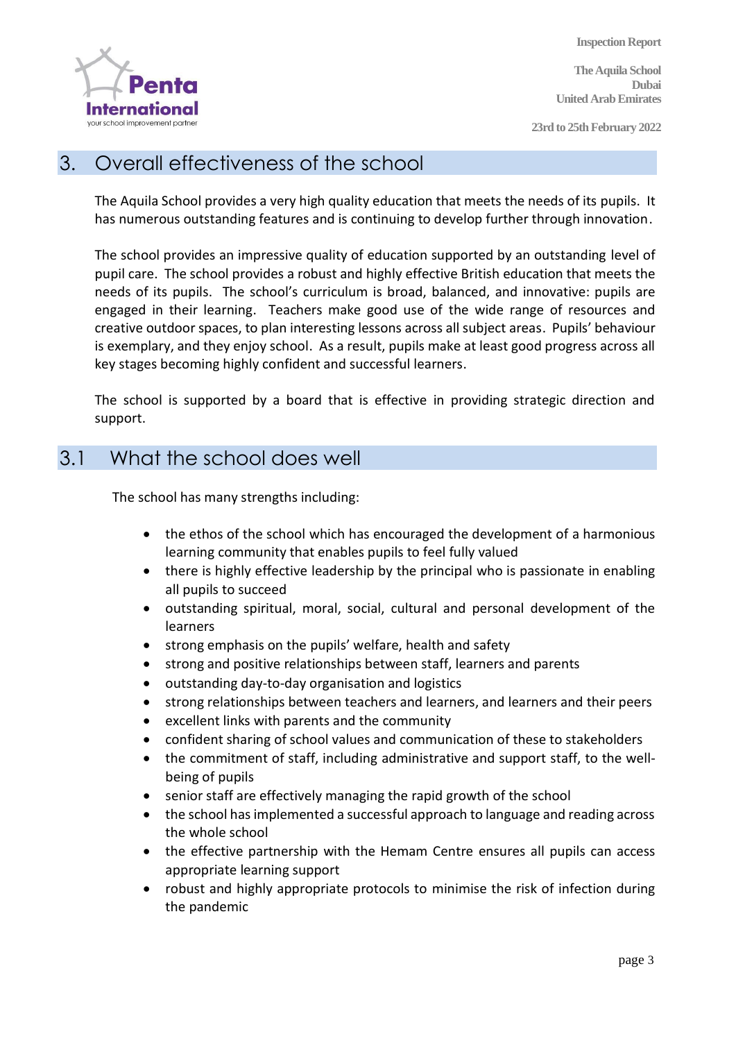## 3. Overall effectiveness of the school

The Aquila School provides a very high quality education that meets the needs of its pupils. It has numerous outstanding features and is continuing to develop further through innovation.

The school provides an impressive quality of education supported by an outstanding level of pupil care. The school provides a robust and highly effective British education that meets the needs of its pupils. The school's curriculum is broad, balanced, and innovative: pupils are engaged in their learning. Teachers make good use of the wide range of resources and creative outdoor spaces, to plan interesting lessons across all subject areas. Pupils' behaviour is exemplary, and they enjoy school. As a result, pupils make at least good progress across all key stages becoming highly confident and successful learners.

The school is supported by a board that is effective in providing strategic direction and support.

## 3.1 What the school does well

The school has many strengths including:

- the ethos of the school which has encouraged the development of a harmonious learning community that enables pupils to feel fully valued
- there is highly effective leadership by the principal who is passionate in enabling all pupils to succeed
- outstanding spiritual, moral, social, cultural and personal development of the learners
- strong emphasis on the pupils' welfare, health and safety
- strong and positive relationships between staff, learners and parents
- outstanding day-to-day organisation and logistics
- strong relationships between teachers and learners, and learners and their peers
- excellent links with parents and the community
- confident sharing of school values and communication of these to stakeholders
- the commitment of staff, including administrative and support staff, to the well-being of pupils
- senior staff are effectively managing the rapid growth of the school
- the school has implemented a successful approach to language and reading across the whole school
- the effective partnership with the Hemam Centre ensures all pupils can access appropriate learning support
- robust and highly appropriate protocols to minimise the risk of infection during the pandemic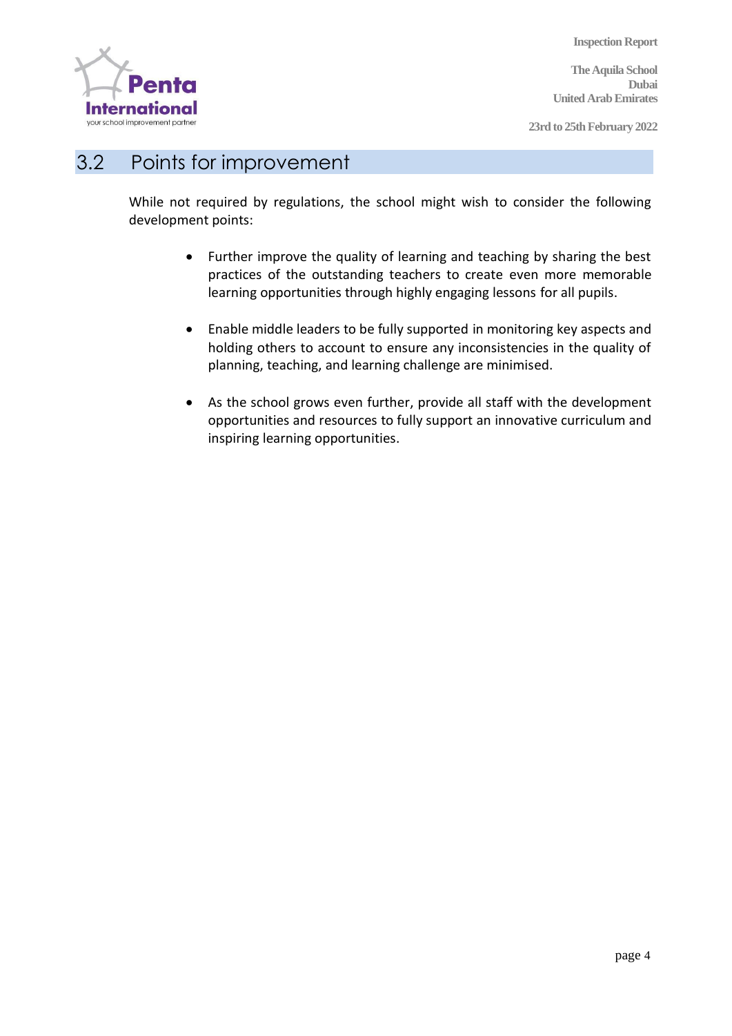## 3.2 Points for improvement

While not required by regulations, the school might wish to consider the following development points:

- Further improve the quality of learning and teaching by sharing the best practices of the outstanding teachers to create even more memorable learning opportunities through highly engaging lessons for all pupils.

- Enable middle leaders to be fully supported in monitoring key aspects and holding others to account to ensure any inconsistencies in the quality of planning, teaching, and learning challenge are minimised.

- As the school grows even further, provide all staff with the development opportunities and resources to fully support an innovative curriculum and inspiring learning opportunities.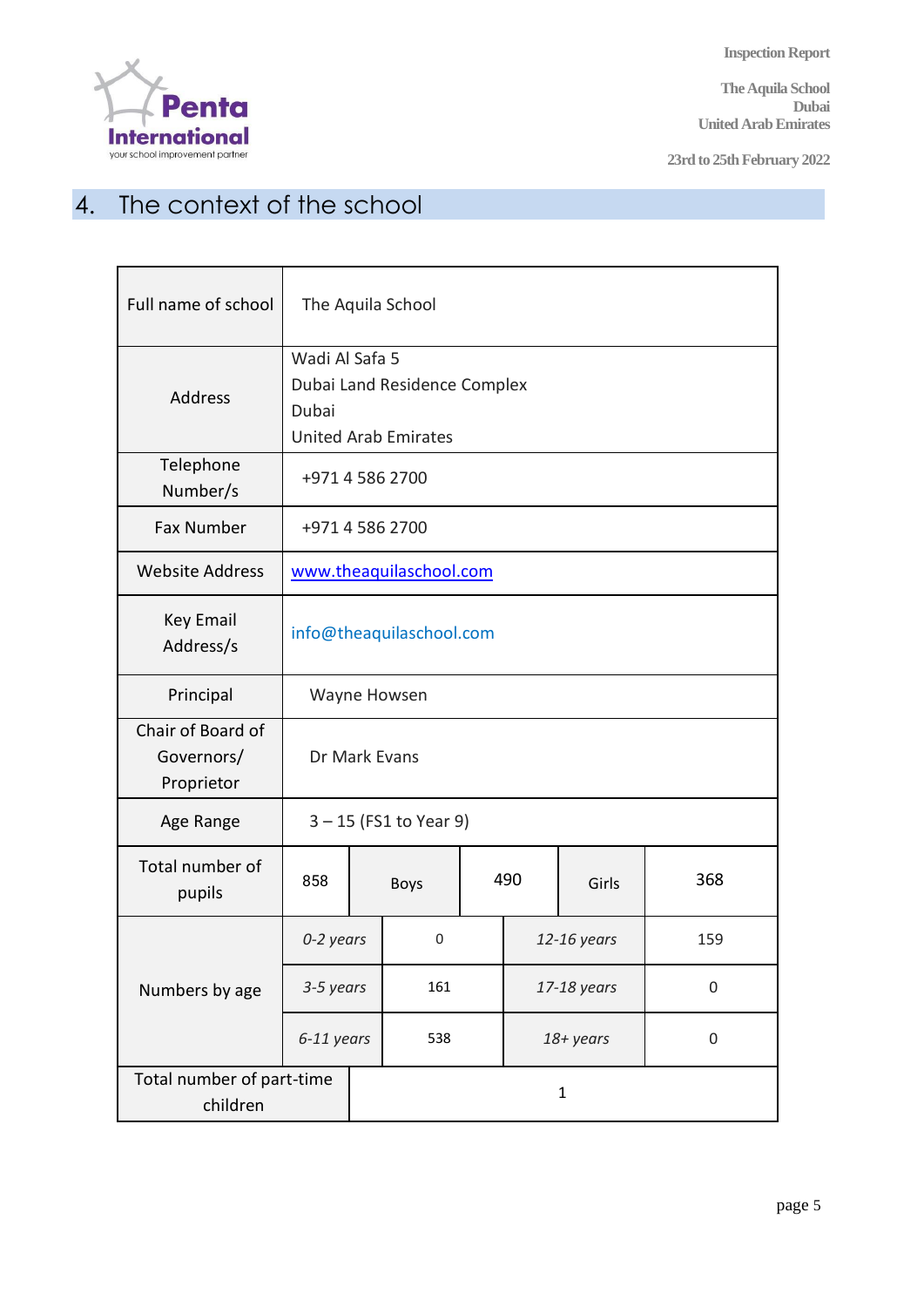# 4. The context of the school

| | | | | | |
|---|---|---|---|---|---|
| Full name of school | The Aquila School | | | | |
| Address | Wadi Al Safa 5<br>Dubai Land Residence Complex<br>Dubai<br>United Arab Emirates | | | | |
| Telephone Number/s | +971 4 586 2700 | | | | |
| Fax Number | +971 4 586 2700 | | | | |
| Website Address | www.theaquilaschool.com | | | | |
| Key Email Address/s | info@theaquilaschool.com | | | | |
| Principal | Wayne Howsen | | | | |
| Chair of Board of Governors/ Proprietor | Dr Mark Evans | | | | |
| Age Range | 3 – 15 (FS1 to Year 9) | | | | |
| Total number of pupils | 858 | Boys | 490 | Girls | 368 |
| Numbers by age | *0-2 years* | 0 | | *12-16 years* | 159 |
| | *3-5 years* | 161 | | *17-18 years* | 0 |
| | *6-11 years* | 538 | | *18+ years* | 0 |
| Total number of part-time children | 1 | | | | |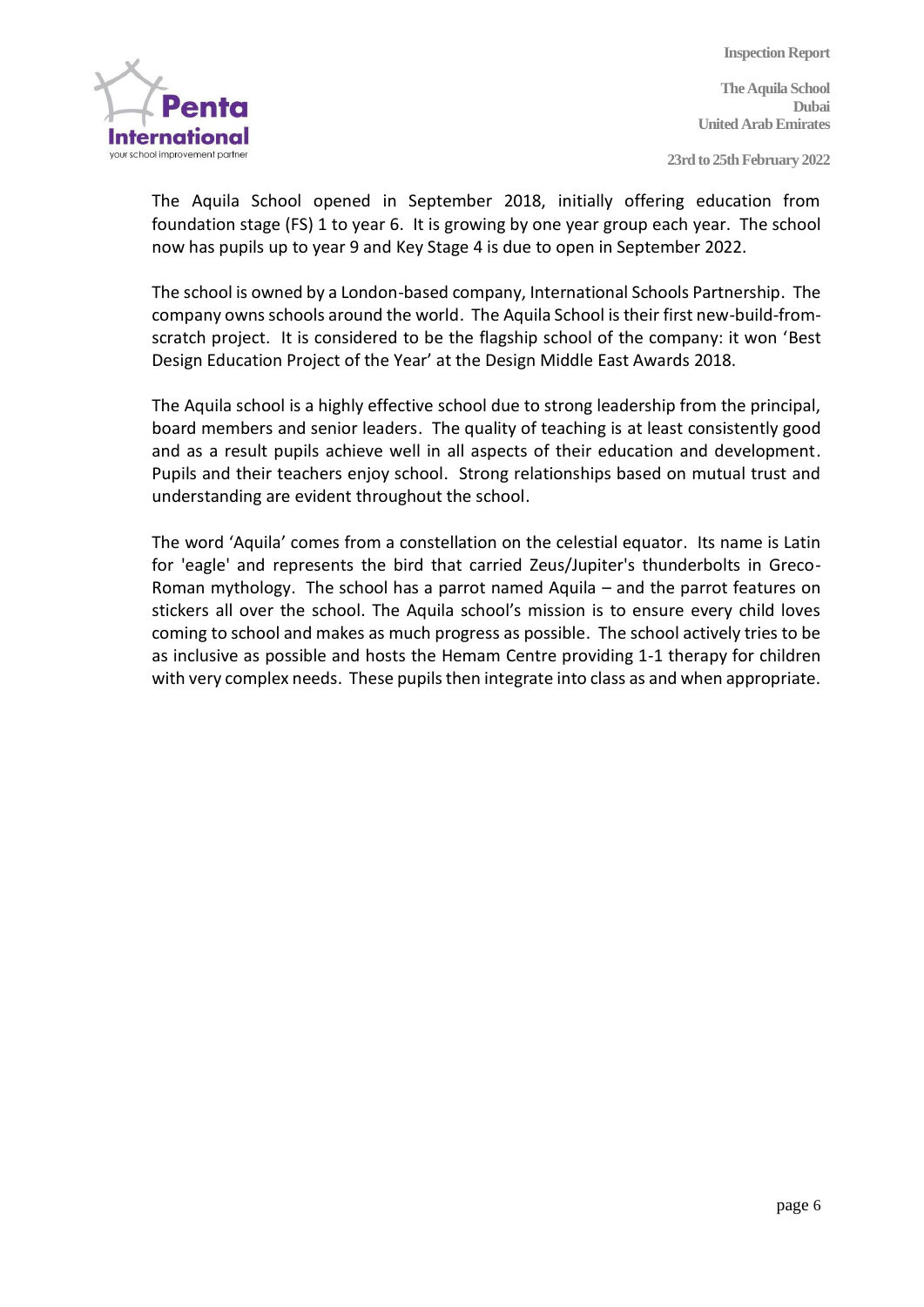The Aquila School opened in September 2018, initially offering education from foundation stage (FS) 1 to year 6. It is growing by one year group each year. The school now has pupils up to year 9 and Key Stage 4 is due to open in September 2022.

The school is owned by a London-based company, International Schools Partnership. The company owns schools around the world. The Aquila School is their first new-build-from-scratch project. It is considered to be the flagship school of the company: it won 'Best Design Education Project of the Year' at the Design Middle East Awards 2018.

The Aquila school is a highly effective school due to strong leadership from the principal, board members and senior leaders. The quality of teaching is at least consistently good and as a result pupils achieve well in all aspects of their education and development. Pupils and their teachers enjoy school. Strong relationships based on mutual trust and understanding are evident throughout the school.

The word 'Aquila' comes from a constellation on the celestial equator. Its name is Latin for 'eagle' and represents the bird that carried Zeus/Jupiter's thunderbolts in Greco-Roman mythology. The school has a parrot named Aquila – and the parrot features on stickers all over the school. The Aquila school's mission is to ensure every child loves coming to school and makes as much progress as possible. The school actively tries to be as inclusive as possible and hosts the Hemam Centre providing 1-1 therapy for children with very complex needs. These pupils then integrate into class as and when appropriate.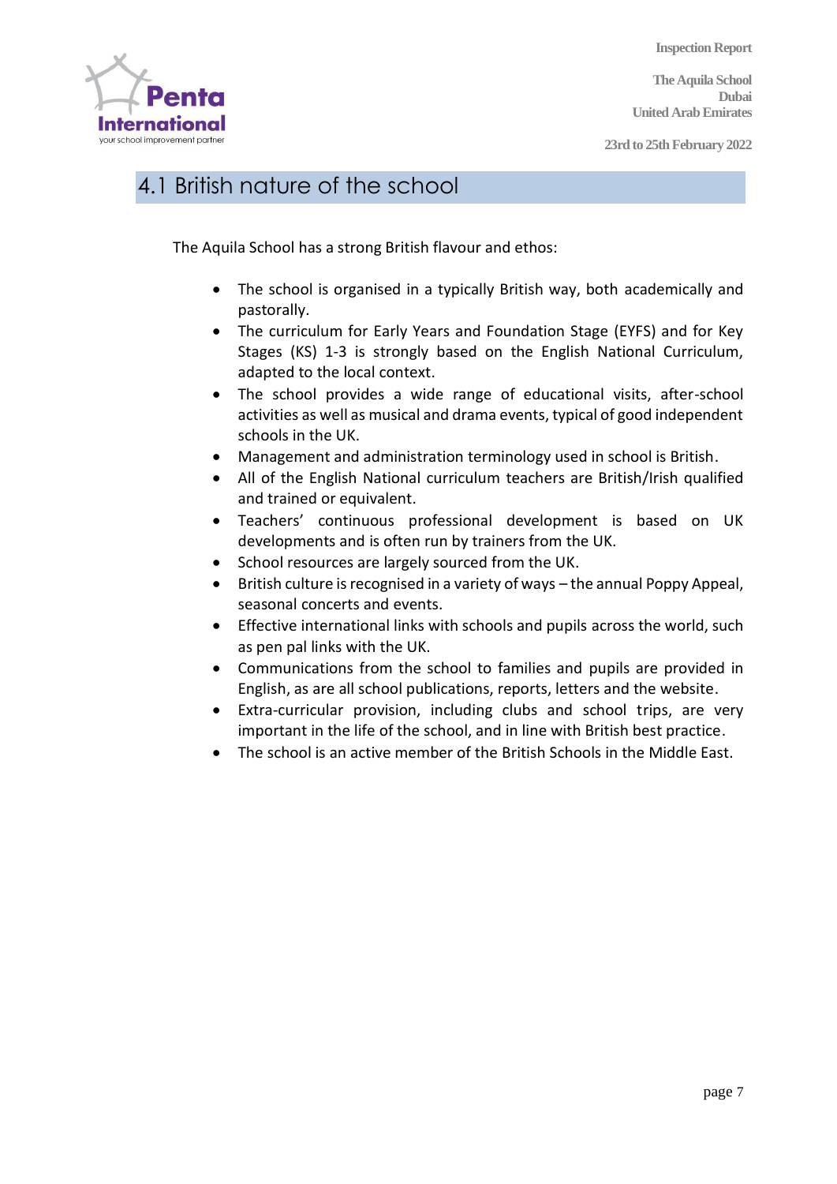## 4.1 British nature of the school

The Aquila School has a strong British flavour and ethos:

- The school is organised in a typically British way, both academically and pastorally.
- The curriculum for Early Years and Foundation Stage (EYFS) and for Key Stages (KS) 1-3 is strongly based on the English National Curriculum, adapted to the local context.
- The school provides a wide range of educational visits, after-school activities as well as musical and drama events, typical of good independent schools in the UK.
- Management and administration terminology used in school is British.
- All of the English National curriculum teachers are British/Irish qualified and trained or equivalent.
- Teachers' continuous professional development is based on UK developments and is often run by trainers from the UK.
- School resources are largely sourced from the UK.
- British culture is recognised in a variety of ways – the annual Poppy Appeal, seasonal concerts and events.
- Effective international links with schools and pupils across the world, such as pen pal links with the UK.
- Communications from the school to families and pupils are provided in English, as are all school publications, reports, letters and the website.
- Extra-curricular provision, including clubs and school trips, are very important in the life of the school, and in line with British best practice.
- The school is an active member of the British Schools in the Middle East.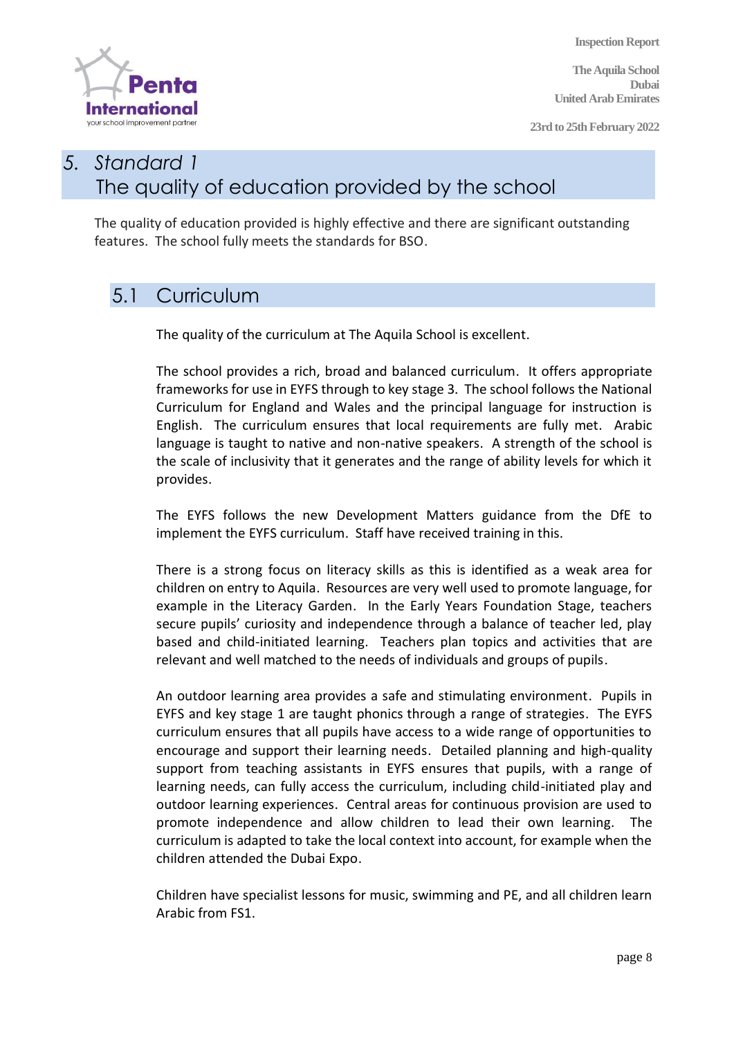## 5. Standard 1
## The quality of education provided by the school

The quality of education provided is highly effective and there are significant outstanding features. The school fully meets the standards for BSO.

### 5.1 Curriculum

The quality of the curriculum at The Aquila School is excellent.

The school provides a rich, broad and balanced curriculum. It offers appropriate frameworks for use in EYFS through to key stage 3. The school follows the National Curriculum for England and Wales and the principal language for instruction is English. The curriculum ensures that local requirements are fully met. Arabic language is taught to native and non-native speakers. A strength of the school is the scale of inclusivity that it generates and the range of ability levels for which it provides.

The EYFS follows the new Development Matters guidance from the DfE to implement the EYFS curriculum. Staff have received training in this.

There is a strong focus on literacy skills as this is identified as a weak area for children on entry to Aquila. Resources are very well used to promote language, for example in the Literacy Garden. In the Early Years Foundation Stage, teachers secure pupils' curiosity and independence through a balance of teacher led, play based and child-initiated learning. Teachers plan topics and activities that are relevant and well matched to the needs of individuals and groups of pupils.

An outdoor learning area provides a safe and stimulating environment. Pupils in EYFS and key stage 1 are taught phonics through a range of strategies. The EYFS curriculum ensures that all pupils have access to a wide range of opportunities to encourage and support their learning needs. Detailed planning and high-quality support from teaching assistants in EYFS ensures that pupils, with a range of learning needs, can fully access the curriculum, including child-initiated play and outdoor learning experiences. Central areas for continuous provision are used to promote independence and allow children to lead their own learning. The curriculum is adapted to take the local context into account, for example when the children attended the Dubai Expo.

Children have specialist lessons for music, swimming and PE, and all children learn Arabic from FS1.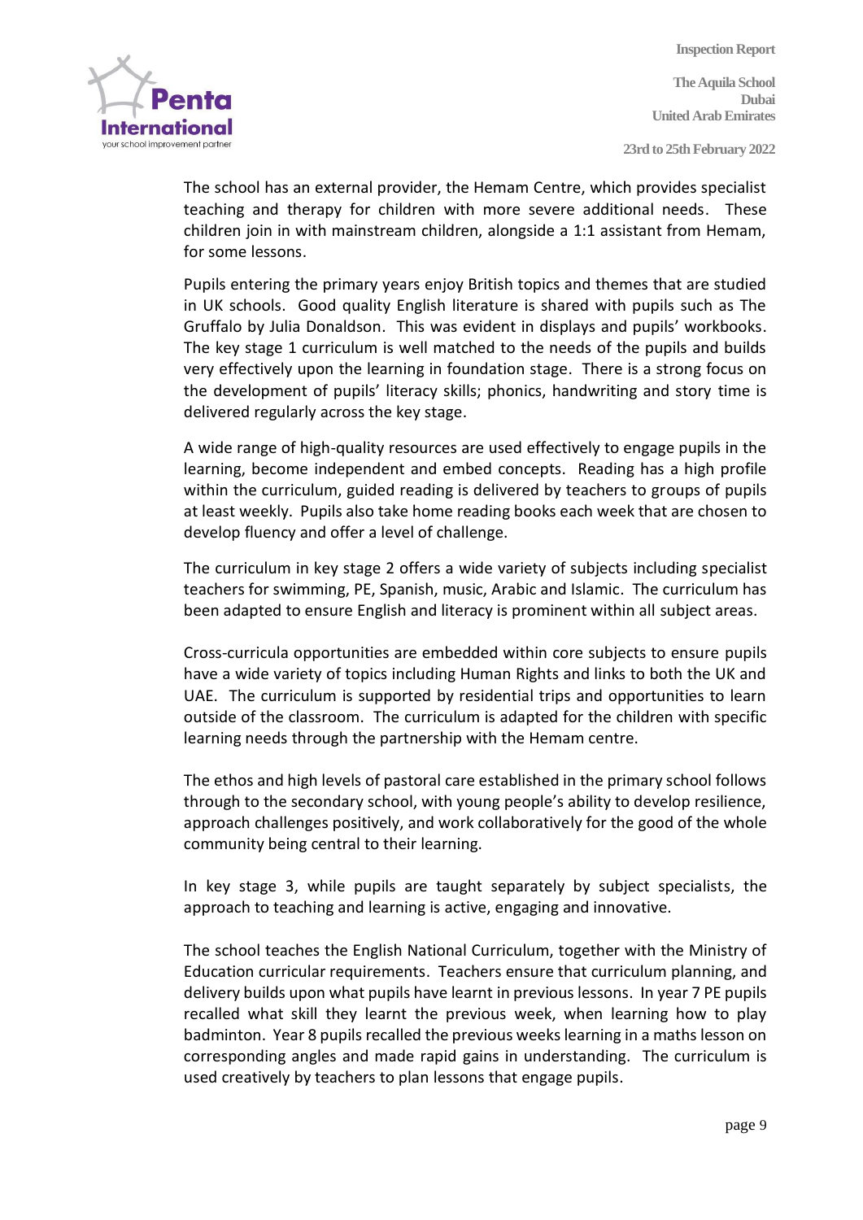The school has an external provider, the Hemam Centre, which provides specialist teaching and therapy for children with more severe additional needs. These children join in with mainstream children, alongside a 1:1 assistant from Hemam, for some lessons.

Pupils entering the primary years enjoy British topics and themes that are studied in UK schools. Good quality English literature is shared with pupils such as The Gruffalo by Julia Donaldson. This was evident in displays and pupils' workbooks. The key stage 1 curriculum is well matched to the needs of the pupils and builds very effectively upon the learning in foundation stage. There is a strong focus on the development of pupils' literacy skills; phonics, handwriting and story time is delivered regularly across the key stage.

A wide range of high-quality resources are used effectively to engage pupils in the learning, become independent and embed concepts. Reading has a high profile within the curriculum, guided reading is delivered by teachers to groups of pupils at least weekly. Pupils also take home reading books each week that are chosen to develop fluency and offer a level of challenge.

The curriculum in key stage 2 offers a wide variety of subjects including specialist teachers for swimming, PE, Spanish, music, Arabic and Islamic. The curriculum has been adapted to ensure English and literacy is prominent within all subject areas.

Cross-curricula opportunities are embedded within core subjects to ensure pupils have a wide variety of topics including Human Rights and links to both the UK and UAE. The curriculum is supported by residential trips and opportunities to learn outside of the classroom. The curriculum is adapted for the children with specific learning needs through the partnership with the Hemam centre.

The ethos and high levels of pastoral care established in the primary school follows through to the secondary school, with young people's ability to develop resilience, approach challenges positively, and work collaboratively for the good of the whole community being central to their learning.

In key stage 3, while pupils are taught separately by subject specialists, the approach to teaching and learning is active, engaging and innovative.

The school teaches the English National Curriculum, together with the Ministry of Education curricular requirements. Teachers ensure that curriculum planning, and delivery builds upon what pupils have learnt in previous lessons. In year 7 PE pupils recalled what skill they learnt the previous week, when learning how to play badminton. Year 8 pupils recalled the previous weeks learning in a maths lesson on corresponding angles and made rapid gains in understanding. The curriculum is used creatively by teachers to plan lessons that engage pupils.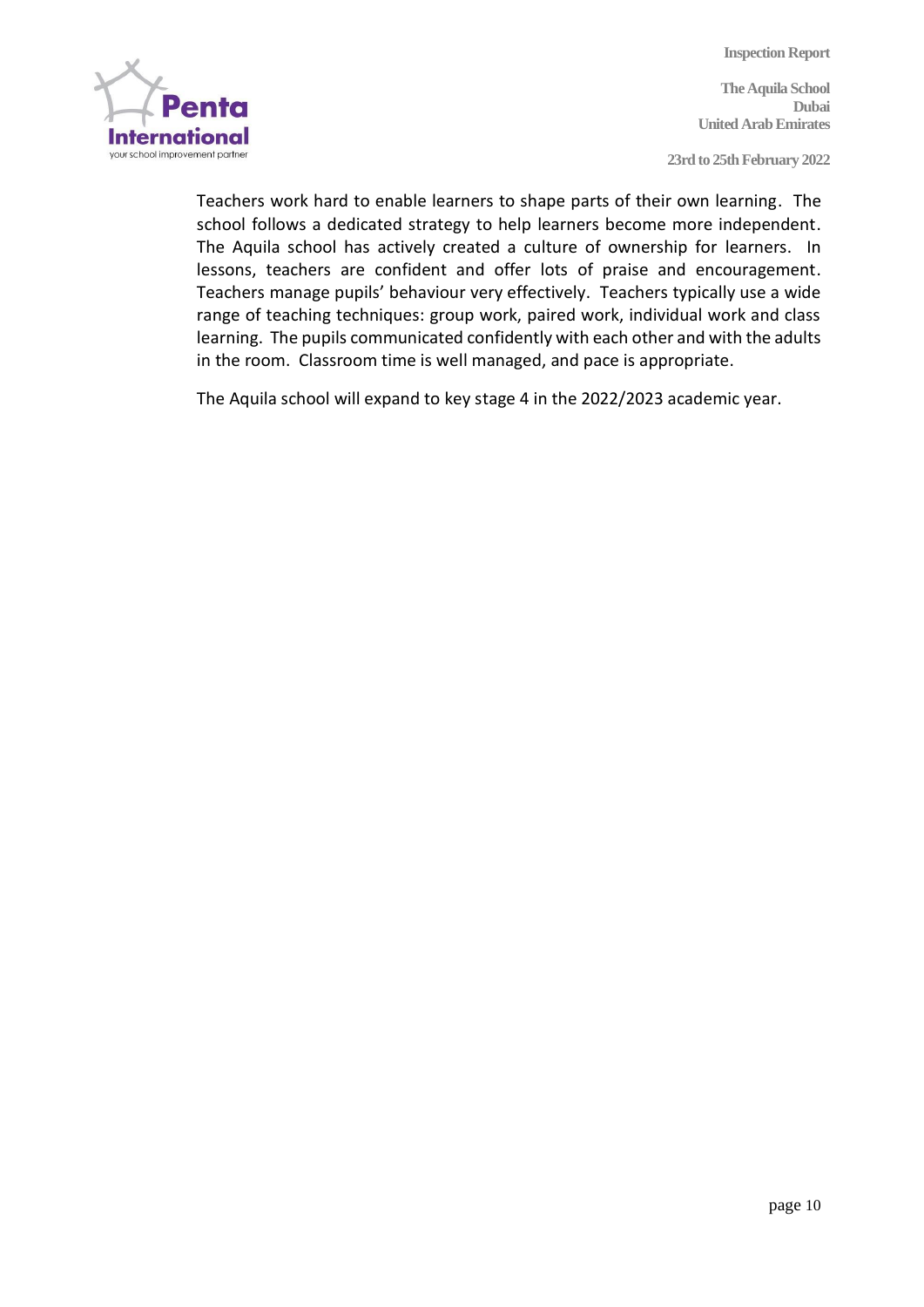Teachers work hard to enable learners to shape parts of their own learning. The school follows a dedicated strategy to help learners become more independent. The Aquila school has actively created a culture of ownership for learners. In lessons, teachers are confident and offer lots of praise and encouragement. Teachers manage pupils' behaviour very effectively. Teachers typically use a wide range of teaching techniques: group work, paired work, individual work and class learning. The pupils communicated confidently with each other and with the adults in the room. Classroom time is well managed, and pace is appropriate.

The Aquila school will expand to key stage 4 in the 2022/2023 academic year.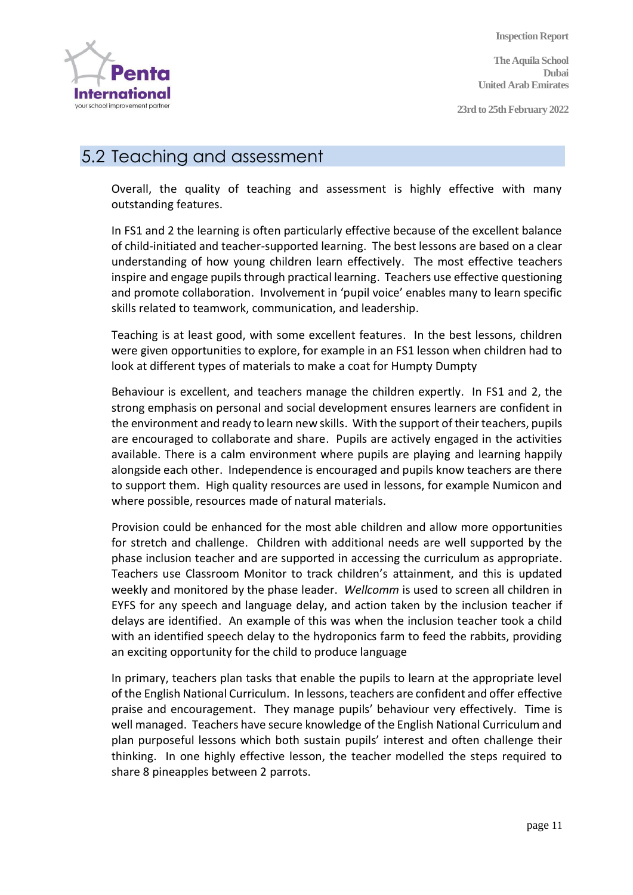## 5.2 Teaching and assessment

Overall, the quality of teaching and assessment is highly effective with many outstanding features.

In FS1 and 2 the learning is often particularly effective because of the excellent balance of child-initiated and teacher-supported learning. The best lessons are based on a clear understanding of how young children learn effectively. The most effective teachers inspire and engage pupils through practical learning. Teachers use effective questioning and promote collaboration. Involvement in 'pupil voice' enables many to learn specific skills related to teamwork, communication, and leadership.

Teaching is at least good, with some excellent features. In the best lessons, children were given opportunities to explore, for example in an FS1 lesson when children had to look at different types of materials to make a coat for Humpty Dumpty

Behaviour is excellent, and teachers manage the children expertly. In FS1 and 2, the strong emphasis on personal and social development ensures learners are confident in the environment and ready to learn new skills. With the support of their teachers, pupils are encouraged to collaborate and share. Pupils are actively engaged in the activities available. There is a calm environment where pupils are playing and learning happily alongside each other. Independence is encouraged and pupils know teachers are there to support them. High quality resources are used in lessons, for example Numicon and where possible, resources made of natural materials.

Provision could be enhanced for the most able children and allow more opportunities for stretch and challenge. Children with additional needs are well supported by the phase inclusion teacher and are supported in accessing the curriculum as appropriate. Teachers use Classroom Monitor to track children's attainment, and this is updated weekly and monitored by the phase leader. *Wellcomm* is used to screen all children in EYFS for any speech and language delay, and action taken by the inclusion teacher if delays are identified. An example of this was when the inclusion teacher took a child with an identified speech delay to the hydroponics farm to feed the rabbits, providing an exciting opportunity for the child to produce language

In primary, teachers plan tasks that enable the pupils to learn at the appropriate level of the English National Curriculum. In lessons, teachers are confident and offer effective praise and encouragement. They manage pupils' behaviour very effectively. Time is well managed. Teachers have secure knowledge of the English National Curriculum and plan purposeful lessons which both sustain pupils' interest and often challenge their thinking. In one highly effective lesson, the teacher modelled the steps required to share 8 pineapples between 2 parrots.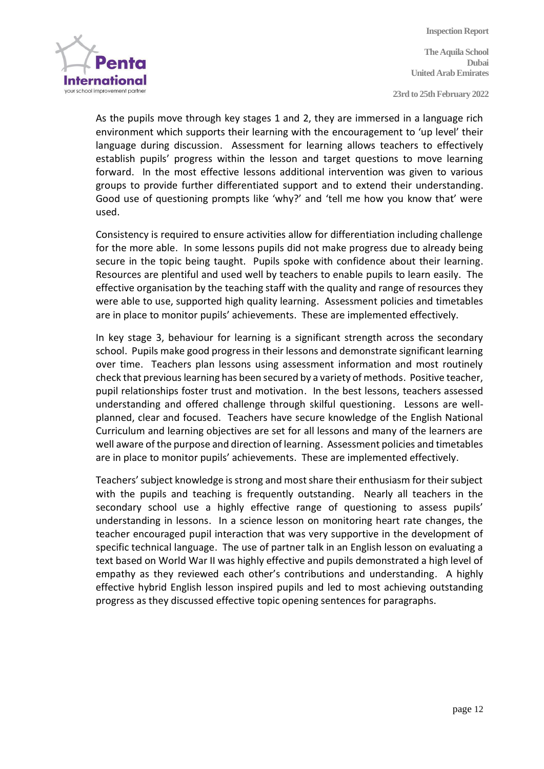As the pupils move through key stages 1 and 2, they are immersed in a language rich environment which supports their learning with the encouragement to 'up level' their language during discussion. Assessment for learning allows teachers to effectively establish pupils' progress within the lesson and target questions to move learning forward. In the most effective lessons additional intervention was given to various groups to provide further differentiated support and to extend their understanding. Good use of questioning prompts like 'why?' and 'tell me how you know that' were used.

Consistency is required to ensure activities allow for differentiation including challenge for the more able. In some lessons pupils did not make progress due to already being secure in the topic being taught. Pupils spoke with confidence about their learning. Resources are plentiful and used well by teachers to enable pupils to learn easily. The effective organisation by the teaching staff with the quality and range of resources they were able to use, supported high quality learning. Assessment policies and timetables are in place to monitor pupils' achievements. These are implemented effectively.

In key stage 3, behaviour for learning is a significant strength across the secondary school. Pupils make good progress in their lessons and demonstrate significant learning over time. Teachers plan lessons using assessment information and most routinely check that previous learning has been secured by a variety of methods. Positive teacher, pupil relationships foster trust and motivation. In the best lessons, teachers assessed understanding and offered challenge through skilful questioning. Lessons are well-planned, clear and focused. Teachers have secure knowledge of the English National Curriculum and learning objectives are set for all lessons and many of the learners are well aware of the purpose and direction of learning. Assessment policies and timetables are in place to monitor pupils' achievements. These are implemented effectively.

Teachers' subject knowledge is strong and most share their enthusiasm for their subject with the pupils and teaching is frequently outstanding. Nearly all teachers in the secondary school use a highly effective range of questioning to assess pupils' understanding in lessons. In a science lesson on monitoring heart rate changes, the teacher encouraged pupil interaction that was very supportive in the development of specific technical language. The use of partner talk in an English lesson on evaluating a text based on World War II was highly effective and pupils demonstrated a high level of empathy as they reviewed each other's contributions and understanding. A highly effective hybrid English lesson inspired pupils and led to most achieving outstanding progress as they discussed effective topic opening sentences for paragraphs.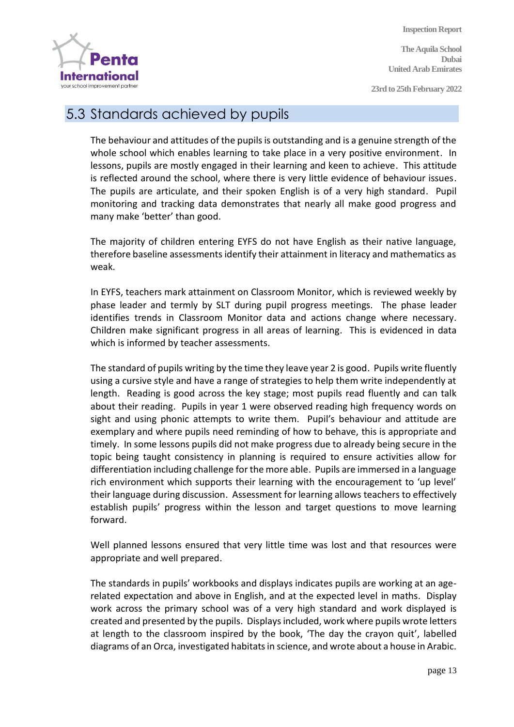## 5.3 Standards achieved by pupils

The behaviour and attitudes of the pupils is outstanding and is a genuine strength of the whole school which enables learning to take place in a very positive environment. In lessons, pupils are mostly engaged in their learning and keen to achieve. This attitude is reflected around the school, where there is very little evidence of behaviour issues. The pupils are articulate, and their spoken English is of a very high standard. Pupil monitoring and tracking data demonstrates that nearly all make good progress and many make 'better' than good.

The majority of children entering EYFS do not have English as their native language, therefore baseline assessments identify their attainment in literacy and mathematics as weak.

In EYFS, teachers mark attainment on Classroom Monitor, which is reviewed weekly by phase leader and termly by SLT during pupil progress meetings. The phase leader identifies trends in Classroom Monitor data and actions change where necessary. Children make significant progress in all areas of learning. This is evidenced in data which is informed by teacher assessments.

The standard of pupils writing by the time they leave year 2 is good. Pupils write fluently using a cursive style and have a range of strategies to help them write independently at length. Reading is good across the key stage; most pupils read fluently and can talk about their reading. Pupils in year 1 were observed reading high frequency words on sight and using phonic attempts to write them. Pupil's behaviour and attitude are exemplary and where pupils need reminding of how to behave, this is appropriate and timely. In some lessons pupils did not make progress due to already being secure in the topic being taught consistency in planning is required to ensure activities allow for differentiation including challenge for the more able. Pupils are immersed in a language rich environment which supports their learning with the encouragement to 'up level' their language during discussion. Assessment for learning allows teachers to effectively establish pupils' progress within the lesson and target questions to move learning forward.

Well planned lessons ensured that very little time was lost and that resources were appropriate and well prepared.

The standards in pupils' workbooks and displays indicates pupils are working at an age-related expectation and above in English, and at the expected level in maths. Display work across the primary school was of a very high standard and work displayed is created and presented by the pupils. Displays included, work where pupils wrote letters at length to the classroom inspired by the book, 'The day the crayon quit', labelled diagrams of an Orca, investigated habitats in science, and wrote about a house in Arabic.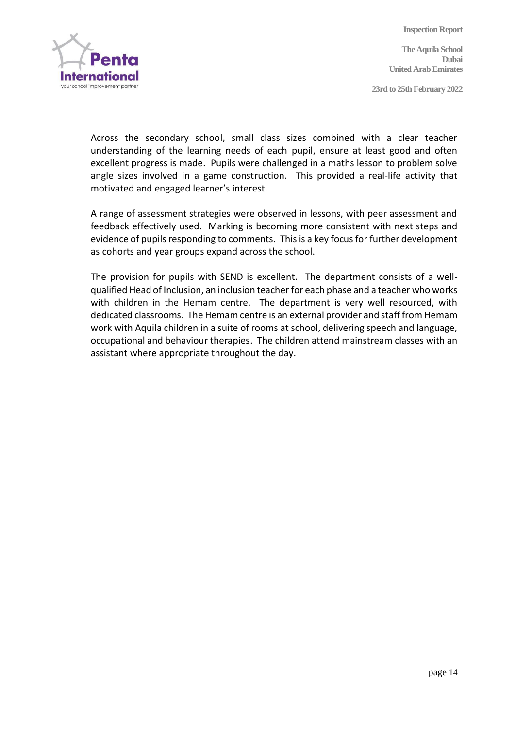Across the secondary school, small class sizes combined with a clear teacher understanding of the learning needs of each pupil, ensure at least good and often excellent progress is made. Pupils were challenged in a maths lesson to problem solve angle sizes involved in a game construction. This provided a real-life activity that motivated and engaged learner's interest.

A range of assessment strategies were observed in lessons, with peer assessment and feedback effectively used. Marking is becoming more consistent with next steps and evidence of pupils responding to comments. This is a key focus for further development as cohorts and year groups expand across the school.

The provision for pupils with SEND is excellent. The department consists of a well-qualified Head of Inclusion, an inclusion teacher for each phase and a teacher who works with children in the Hemam centre. The department is very well resourced, with dedicated classrooms. The Hemam centre is an external provider and staff from Hemam work with Aquila children in a suite of rooms at school, delivering speech and language, occupational and behaviour therapies. The children attend mainstream classes with an assistant where appropriate throughout the day.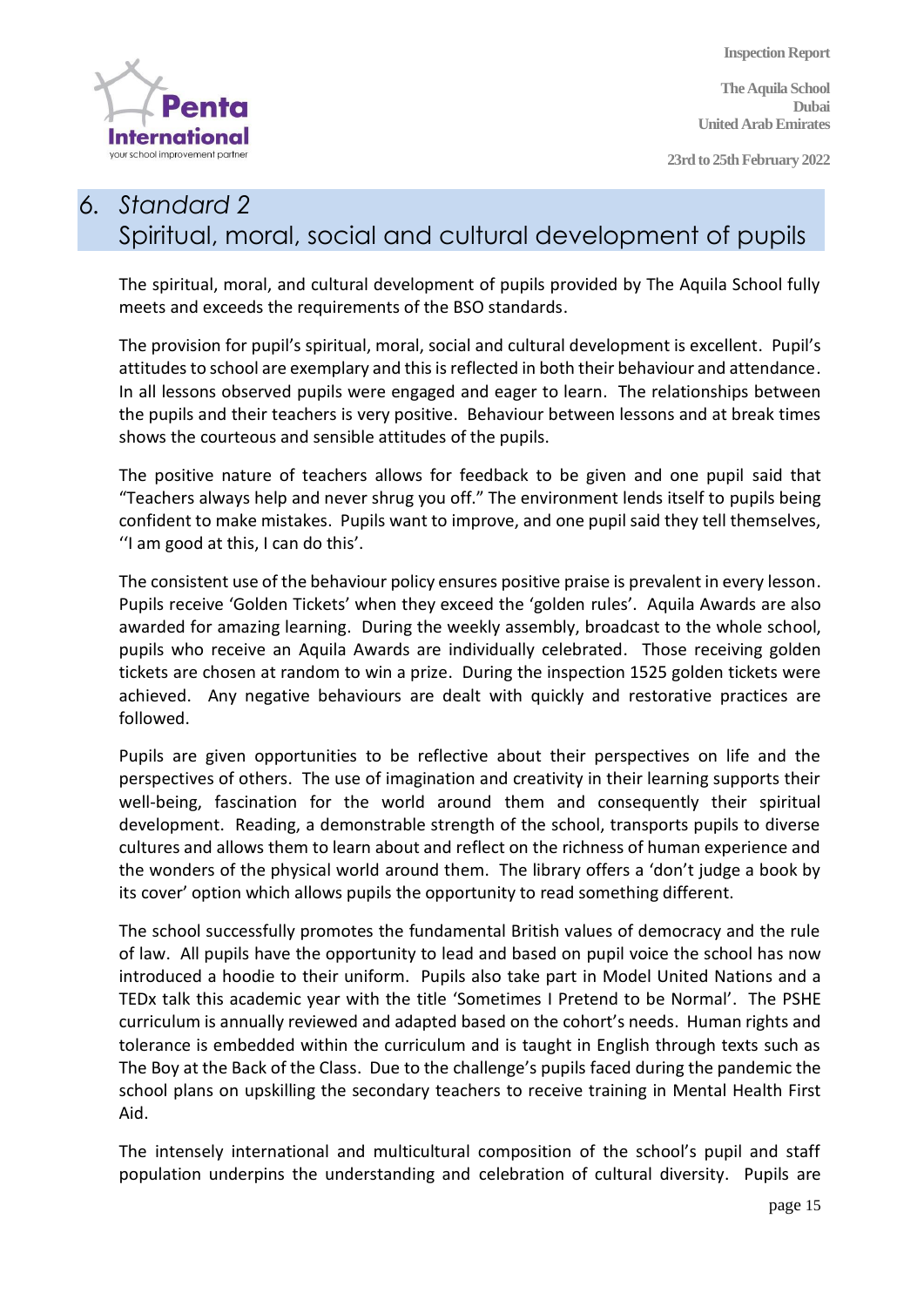# 6. *Standard 2*
# Spiritual, moral, social and cultural development of pupils

The spiritual, moral, and cultural development of pupils provided by The Aquila School fully meets and exceeds the requirements of the BSO standards.

The provision for pupil's spiritual, moral, social and cultural development is excellent. Pupil's attitudes to school are exemplary and this is reflected in both their behaviour and attendance. In all lessons observed pupils were engaged and eager to learn. The relationships between the pupils and their teachers is very positive. Behaviour between lessons and at break times shows the courteous and sensible attitudes of the pupils.

The positive nature of teachers allows for feedback to be given and one pupil said that "Teachers always help and never shrug you off." The environment lends itself to pupils being confident to make mistakes. Pupils want to improve, and one pupil said they tell themselves, ''I am good at this, I can do this'.

The consistent use of the behaviour policy ensures positive praise is prevalent in every lesson. Pupils receive 'Golden Tickets' when they exceed the 'golden rules'. Aquila Awards are also awarded for amazing learning. During the weekly assembly, broadcast to the whole school, pupils who receive an Aquila Awards are individually celebrated. Those receiving golden tickets are chosen at random to win a prize. During the inspection 1525 golden tickets were achieved. Any negative behaviours are dealt with quickly and restorative practices are followed.

Pupils are given opportunities to be reflective about their perspectives on life and the perspectives of others. The use of imagination and creativity in their learning supports their well-being, fascination for the world around them and consequently their spiritual development. Reading, a demonstrable strength of the school, transports pupils to diverse cultures and allows them to learn about and reflect on the richness of human experience and the wonders of the physical world around them. The library offers a 'don't judge a book by its cover' option which allows pupils the opportunity to read something different.

The school successfully promotes the fundamental British values of democracy and the rule of law. All pupils have the opportunity to lead and based on pupil voice the school has now introduced a hoodie to their uniform. Pupils also take part in Model United Nations and a TEDx talk this academic year with the title 'Sometimes I Pretend to be Normal'. The PSHE curriculum is annually reviewed and adapted based on the cohort's needs. Human rights and tolerance is embedded within the curriculum and is taught in English through texts such as The Boy at the Back of the Class. Due to the challenge's pupils faced during the pandemic the school plans on upskilling the secondary teachers to receive training in Mental Health First Aid.

The intensely international and multicultural composition of the school's pupil and staff population underpins the understanding and celebration of cultural diversity. Pupils are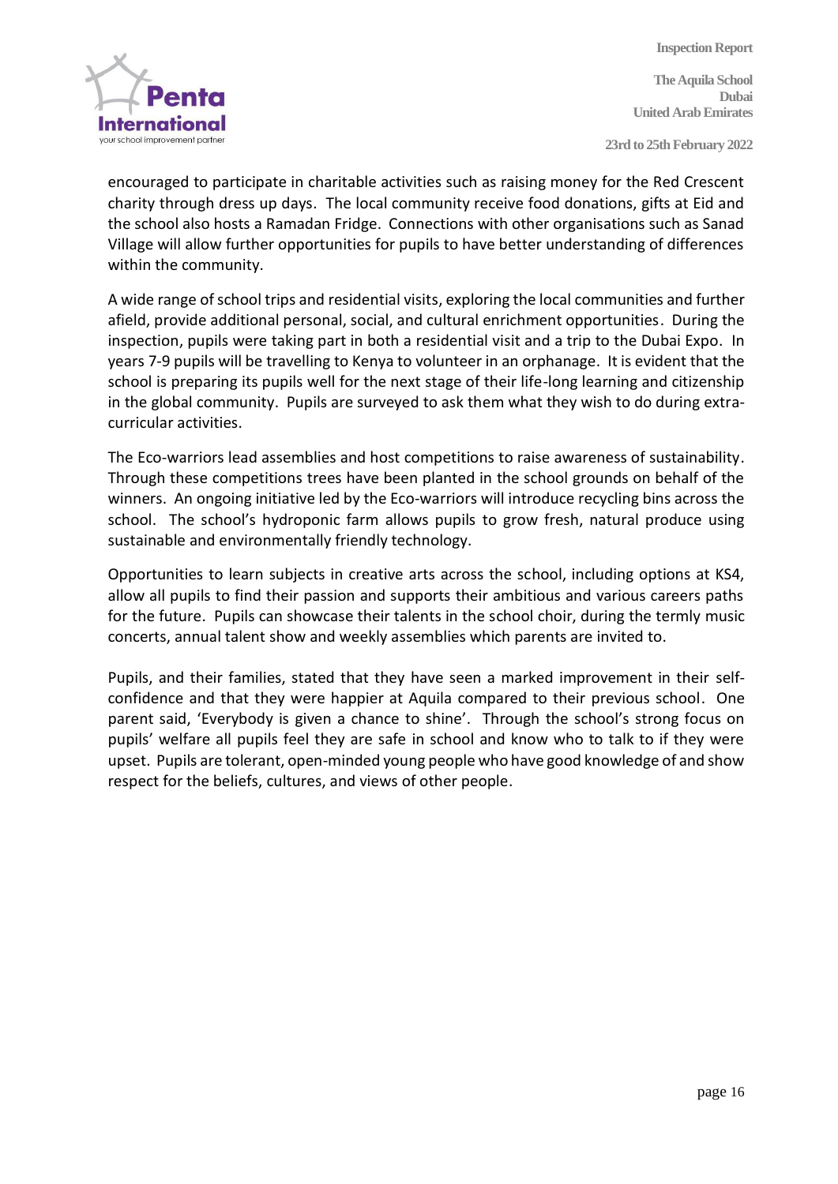encouraged to participate in charitable activities such as raising money for the Red Crescent charity through dress up days. The local community receive food donations, gifts at Eid and the school also hosts a Ramadan Fridge. Connections with other organisations such as Sanad Village will allow further opportunities for pupils to have better understanding of differences within the community.

A wide range of school trips and residential visits, exploring the local communities and further afield, provide additional personal, social, and cultural enrichment opportunities. During the inspection, pupils were taking part in both a residential visit and a trip to the Dubai Expo. In years 7-9 pupils will be travelling to Kenya to volunteer in an orphanage. It is evident that the school is preparing its pupils well for the next stage of their life-long learning and citizenship in the global community. Pupils are surveyed to ask them what they wish to do during extra-curricular activities.

The Eco-warriors lead assemblies and host competitions to raise awareness of sustainability. Through these competitions trees have been planted in the school grounds on behalf of the winners. An ongoing initiative led by the Eco-warriors will introduce recycling bins across the school. The school's hydroponic farm allows pupils to grow fresh, natural produce using sustainable and environmentally friendly technology.

Opportunities to learn subjects in creative arts across the school, including options at KS4, allow all pupils to find their passion and supports their ambitious and various careers paths for the future. Pupils can showcase their talents in the school choir, during the termly music concerts, annual talent show and weekly assemblies which parents are invited to.

Pupils, and their families, stated that they have seen a marked improvement in their self-confidence and that they were happier at Aquila compared to their previous school. One parent said, 'Everybody is given a chance to shine'. Through the school's strong focus on pupils' welfare all pupils feel they are safe in school and know who to talk to if they were upset. Pupils are tolerant, open-minded young people who have good knowledge of and show respect for the beliefs, cultures, and views of other people.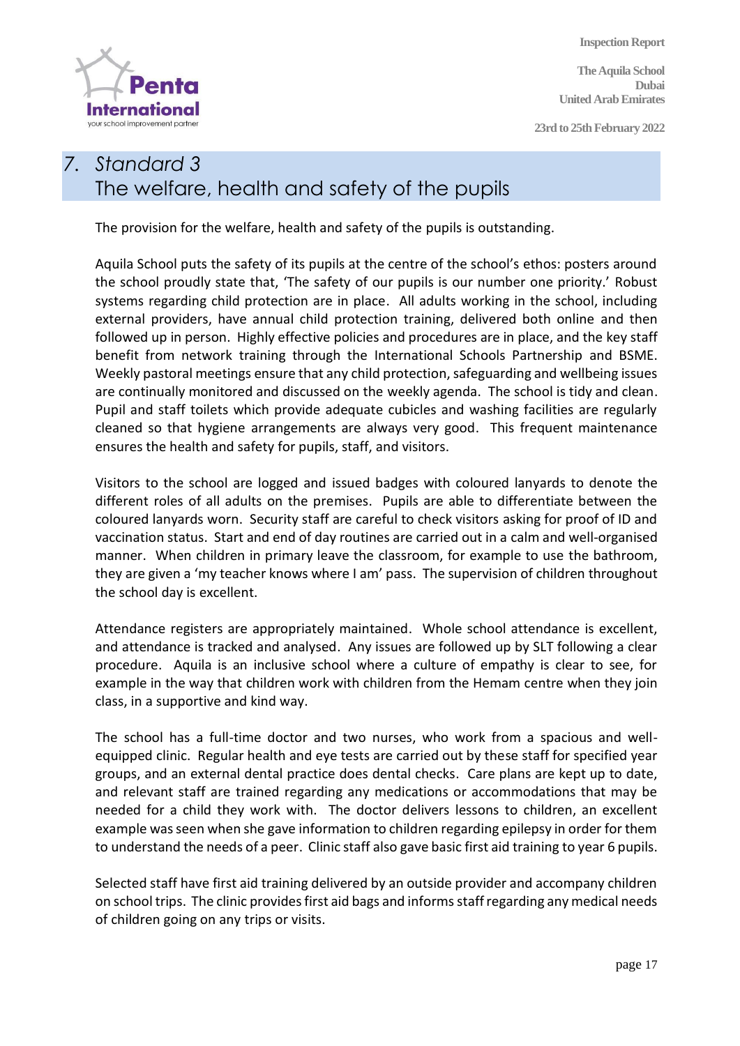# 7. Standard 3
## The welfare, health and safety of the pupils

The provision for the welfare, health and safety of the pupils is outstanding.

Aquila School puts the safety of its pupils at the centre of the school's ethos: posters around the school proudly state that, 'The safety of our pupils is our number one priority.' Robust systems regarding child protection are in place. All adults working in the school, including external providers, have annual child protection training, delivered both online and then followed up in person. Highly effective policies and procedures are in place, and the key staff benefit from network training through the International Schools Partnership and BSME. Weekly pastoral meetings ensure that any child protection, safeguarding and wellbeing issues are continually monitored and discussed on the weekly agenda. The school is tidy and clean. Pupil and staff toilets which provide adequate cubicles and washing facilities are regularly cleaned so that hygiene arrangements are always very good. This frequent maintenance ensures the health and safety for pupils, staff, and visitors.

Visitors to the school are logged and issued badges with coloured lanyards to denote the different roles of all adults on the premises. Pupils are able to differentiate between the coloured lanyards worn. Security staff are careful to check visitors asking for proof of ID and vaccination status. Start and end of day routines are carried out in a calm and well-organised manner. When children in primary leave the classroom, for example to use the bathroom, they are given a 'my teacher knows where I am' pass. The supervision of children throughout the school day is excellent.

Attendance registers are appropriately maintained. Whole school attendance is excellent, and attendance is tracked and analysed. Any issues are followed up by SLT following a clear procedure. Aquila is an inclusive school where a culture of empathy is clear to see, for example in the way that children work with children from the Hemam centre when they join class, in a supportive and kind way.

The school has a full-time doctor and two nurses, who work from a spacious and well-equipped clinic. Regular health and eye tests are carried out by these staff for specified year groups, and an external dental practice does dental checks. Care plans are kept up to date, and relevant staff are trained regarding any medications or accommodations that may be needed for a child they work with. The doctor delivers lessons to children, an excellent example was seen when she gave information to children regarding epilepsy in order for them to understand the needs of a peer. Clinic staff also gave basic first aid training to year 6 pupils.

Selected staff have first aid training delivered by an outside provider and accompany children on school trips. The clinic provides first aid bags and informs staff regarding any medical needs of children going on any trips or visits.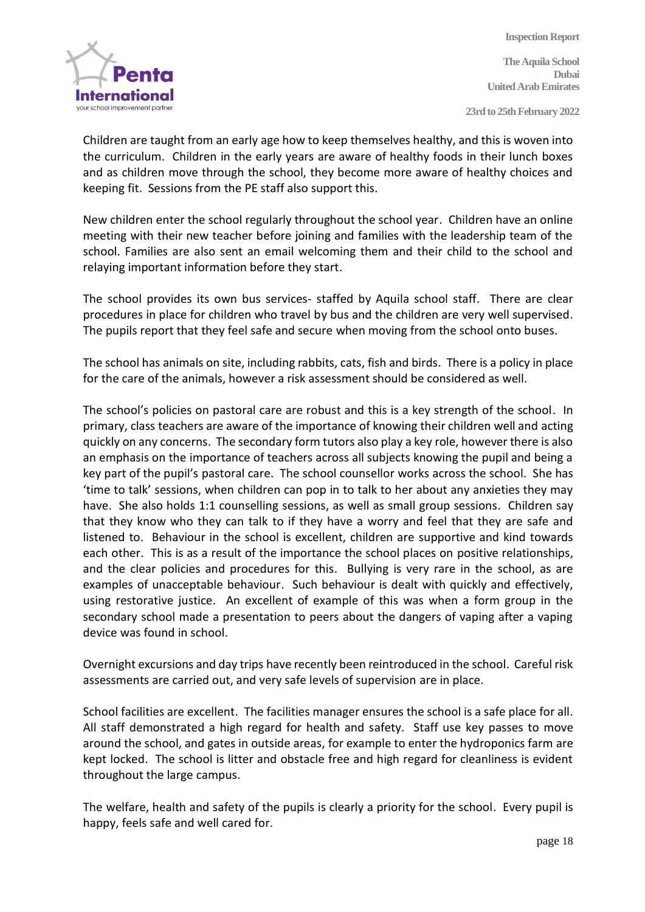Children are taught from an early age how to keep themselves healthy, and this is woven into the curriculum. Children in the early years are aware of healthy foods in their lunch boxes and as children move through the school, they become more aware of healthy choices and keeping fit. Sessions from the PE staff also support this.

New children enter the school regularly throughout the school year. Children have an online meeting with their new teacher before joining and families with the leadership team of the school. Families are also sent an email welcoming them and their child to the school and relaying important information before they start.

The school provides its own bus services- staffed by Aquila school staff. There are clear procedures in place for children who travel by bus and the children are very well supervised. The pupils report that they feel safe and secure when moving from the school onto buses.

The school has animals on site, including rabbits, cats, fish and birds. There is a policy in place for the care of the animals, however a risk assessment should be considered as well.

The school's policies on pastoral care are robust and this is a key strength of the school. In primary, class teachers are aware of the importance of knowing their children well and acting quickly on any concerns. The secondary form tutors also play a key role, however there is also an emphasis on the importance of teachers across all subjects knowing the pupil and being a key part of the pupil's pastoral care. The school counsellor works across the school. She has 'time to talk' sessions, when children can pop in to talk to her about any anxieties they may have. She also holds 1:1 counselling sessions, as well as small group sessions. Children say that they know who they can talk to if they have a worry and feel that they are safe and listened to. Behaviour in the school is excellent, children are supportive and kind towards each other. This is as a result of the importance the school places on positive relationships, and the clear policies and procedures for this. Bullying is very rare in the school, as are examples of unacceptable behaviour. Such behaviour is dealt with quickly and effectively, using restorative justice. An excellent of example of this was when a form group in the secondary school made a presentation to peers about the dangers of vaping after a vaping device was found in school.

Overnight excursions and day trips have recently been reintroduced in the school. Careful risk assessments are carried out, and very safe levels of supervision are in place.

School facilities are excellent. The facilities manager ensures the school is a safe place for all. All staff demonstrated a high regard for health and safety. Staff use key passes to move around the school, and gates in outside areas, for example to enter the hydroponics farm are kept locked. The school is litter and obstacle free and high regard for cleanliness is evident throughout the large campus.

The welfare, health and safety of the pupils is clearly a priority for the school. Every pupil is happy, feels safe and well cared for.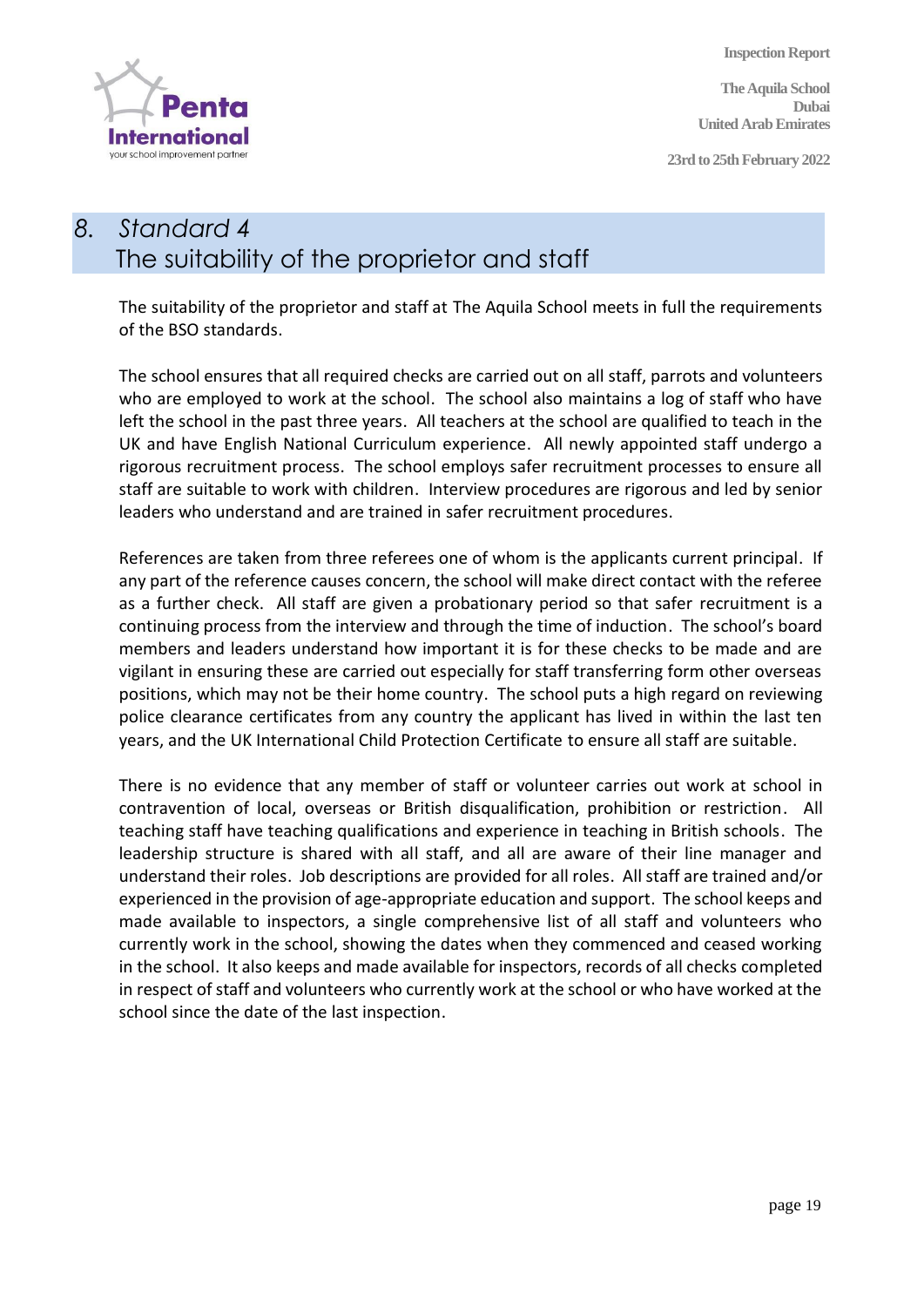## 8. *Standard 4*
## The suitability of the proprietor and staff

The suitability of the proprietor and staff at The Aquila School meets in full the requirements of the BSO standards.

The school ensures that all required checks are carried out on all staff, parrots and volunteers who are employed to work at the school. The school also maintains a log of staff who have left the school in the past three years. All teachers at the school are qualified to teach in the UK and have English National Curriculum experience. All newly appointed staff undergo a rigorous recruitment process. The school employs safer recruitment processes to ensure all staff are suitable to work with children. Interview procedures are rigorous and led by senior leaders who understand and are trained in safer recruitment procedures.

References are taken from three referees one of whom is the applicants current principal. If any part of the reference causes concern, the school will make direct contact with the referee as a further check. All staff are given a probationary period so that safer recruitment is a continuing process from the interview and through the time of induction. The school's board members and leaders understand how important it is for these checks to be made and are vigilant in ensuring these are carried out especially for staff transferring form other overseas positions, which may not be their home country. The school puts a high regard on reviewing police clearance certificates from any country the applicant has lived in within the last ten years, and the UK International Child Protection Certificate to ensure all staff are suitable.

There is no evidence that any member of staff or volunteer carries out work at school in contravention of local, overseas or British disqualification, prohibition or restriction. All teaching staff have teaching qualifications and experience in teaching in British schools. The leadership structure is shared with all staff, and all are aware of their line manager and understand their roles. Job descriptions are provided for all roles. All staff are trained and/or experienced in the provision of age-appropriate education and support. The school keeps and made available to inspectors, a single comprehensive list of all staff and volunteers who currently work in the school, showing the dates when they commenced and ceased working in the school. It also keeps and made available for inspectors, records of all checks completed in respect of staff and volunteers who currently work at the school or who have worked at the school since the date of the last inspection.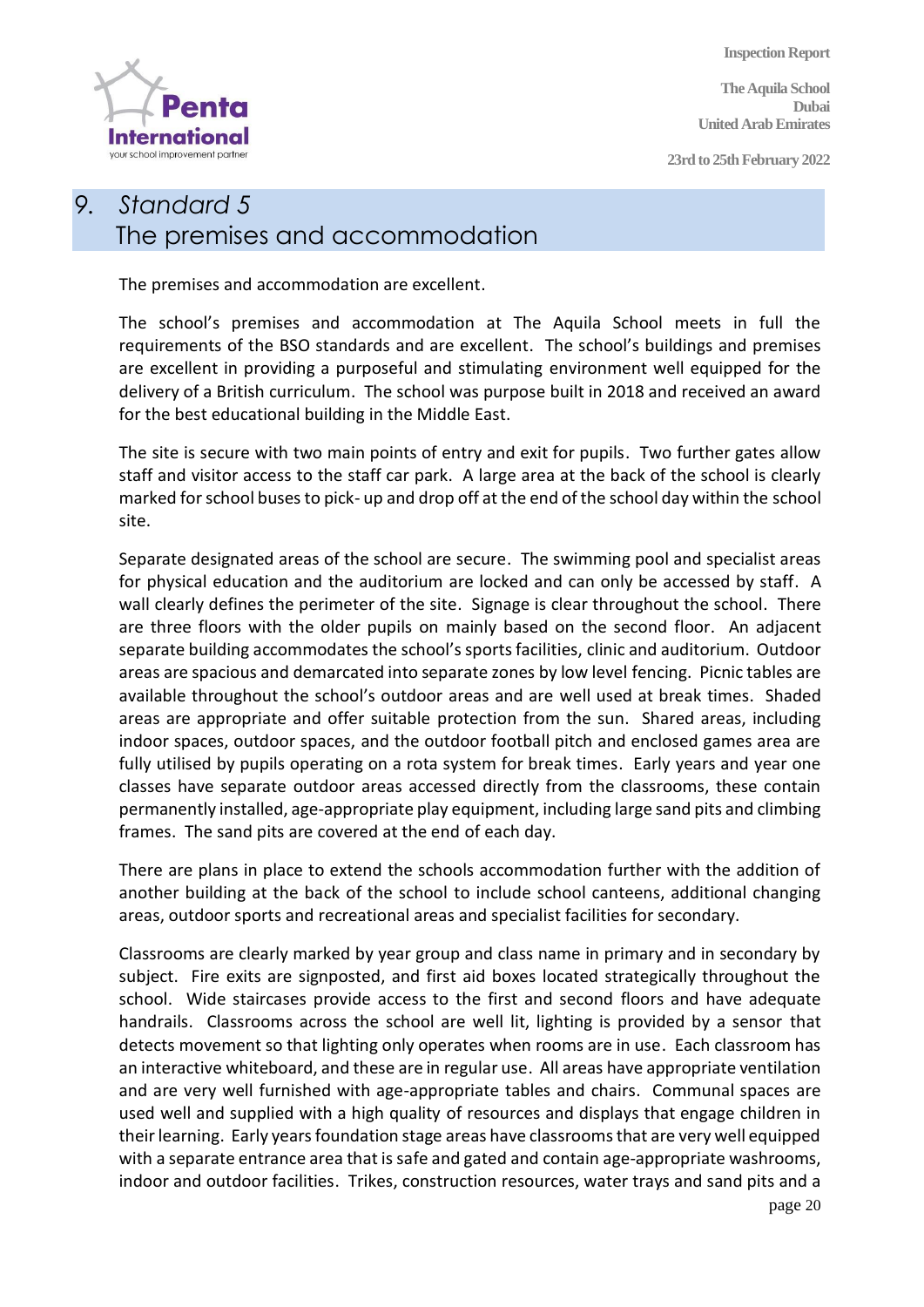# 9. *Standard 5*
# The premises and accommodation

The premises and accommodation are excellent.

The school's premises and accommodation at The Aquila School meets in full the requirements of the BSO standards and are excellent. The school's buildings and premises are excellent in providing a purposeful and stimulating environment well equipped for the delivery of a British curriculum. The school was purpose built in 2018 and received an award for the best educational building in the Middle East.

The site is secure with two main points of entry and exit for pupils. Two further gates allow staff and visitor access to the staff car park. A large area at the back of the school is clearly marked for school buses to pick- up and drop off at the end of the school day within the school site.

Separate designated areas of the school are secure. The swimming pool and specialist areas for physical education and the auditorium are locked and can only be accessed by staff. A wall clearly defines the perimeter of the site. Signage is clear throughout the school. There are three floors with the older pupils on mainly based on the second floor. An adjacent separate building accommodates the school's sports facilities, clinic and auditorium. Outdoor areas are spacious and demarcated into separate zones by low level fencing. Picnic tables are available throughout the school's outdoor areas and are well used at break times. Shaded areas are appropriate and offer suitable protection from the sun. Shared areas, including indoor spaces, outdoor spaces, and the outdoor football pitch and enclosed games area are fully utilised by pupils operating on a rota system for break times. Early years and year one classes have separate outdoor areas accessed directly from the classrooms, these contain permanently installed, age-appropriate play equipment, including large sand pits and climbing frames. The sand pits are covered at the end of each day.

There are plans in place to extend the schools accommodation further with the addition of another building at the back of the school to include school canteens, additional changing areas, outdoor sports and recreational areas and specialist facilities for secondary.

Classrooms are clearly marked by year group and class name in primary and in secondary by subject. Fire exits are signposted, and first aid boxes located strategically throughout the school. Wide staircases provide access to the first and second floors and have adequate handrails. Classrooms across the school are well lit, lighting is provided by a sensor that detects movement so that lighting only operates when rooms are in use. Each classroom has an interactive whiteboard, and these are in regular use. All areas have appropriate ventilation and are very well furnished with age-appropriate tables and chairs. Communal spaces are used well and supplied with a high quality of resources and displays that engage children in their learning. Early years foundation stage areas have classrooms that are very well equipped with a separate entrance area that is safe and gated and contain age-appropriate washrooms, indoor and outdoor facilities. Trikes, construction resources, water trays and sand pits and a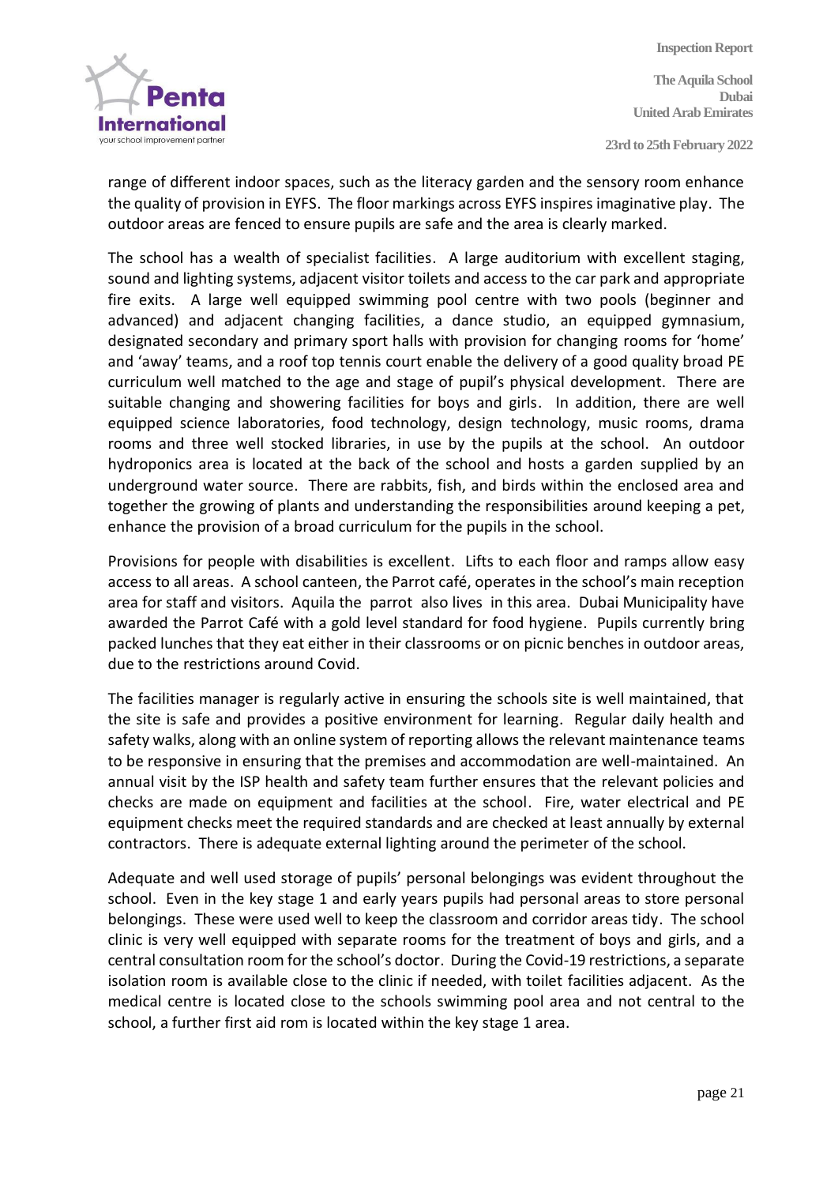range of different indoor spaces, such as the literacy garden and the sensory room enhance the quality of provision in EYFS. The floor markings across EYFS inspires imaginative play. The outdoor areas are fenced to ensure pupils are safe and the area is clearly marked.

The school has a wealth of specialist facilities. A large auditorium with excellent staging, sound and lighting systems, adjacent visitor toilets and access to the car park and appropriate fire exits. A large well equipped swimming pool centre with two pools (beginner and advanced) and adjacent changing facilities, a dance studio, an equipped gymnasium, designated secondary and primary sport halls with provision for changing rooms for 'home' and 'away' teams, and a roof top tennis court enable the delivery of a good quality broad PE curriculum well matched to the age and stage of pupil's physical development. There are suitable changing and showering facilities for boys and girls. In addition, there are well equipped science laboratories, food technology, design technology, music rooms, drama rooms and three well stocked libraries, in use by the pupils at the school. An outdoor hydroponics area is located at the back of the school and hosts a garden supplied by an underground water source. There are rabbits, fish, and birds within the enclosed area and together the growing of plants and understanding the responsibilities around keeping a pet, enhance the provision of a broad curriculum for the pupils in the school.

Provisions for people with disabilities is excellent. Lifts to each floor and ramps allow easy access to all areas. A school canteen, the Parrot café, operates in the school's main reception area for staff and visitors. Aquila the parrot also lives in this area. Dubai Municipality have awarded the Parrot Café with a gold level standard for food hygiene. Pupils currently bring packed lunches that they eat either in their classrooms or on picnic benches in outdoor areas, due to the restrictions around Covid.

The facilities manager is regularly active in ensuring the schools site is well maintained, that the site is safe and provides a positive environment for learning. Regular daily health and safety walks, along with an online system of reporting allows the relevant maintenance teams to be responsive in ensuring that the premises and accommodation are well-maintained. An annual visit by the ISP health and safety team further ensures that the relevant policies and checks are made on equipment and facilities at the school. Fire, water electrical and PE equipment checks meet the required standards and are checked at least annually by external contractors. There is adequate external lighting around the perimeter of the school.

Adequate and well used storage of pupils' personal belongings was evident throughout the school. Even in the key stage 1 and early years pupils had personal areas to store personal belongings. These were used well to keep the classroom and corridor areas tidy. The school clinic is very well equipped with separate rooms for the treatment of boys and girls, and a central consultation room for the school's doctor. During the Covid-19 restrictions, a separate isolation room is available close to the clinic if needed, with toilet facilities adjacent. As the medical centre is located close to the schools swimming pool area and not central to the school, a further first aid rom is located within the key stage 1 area.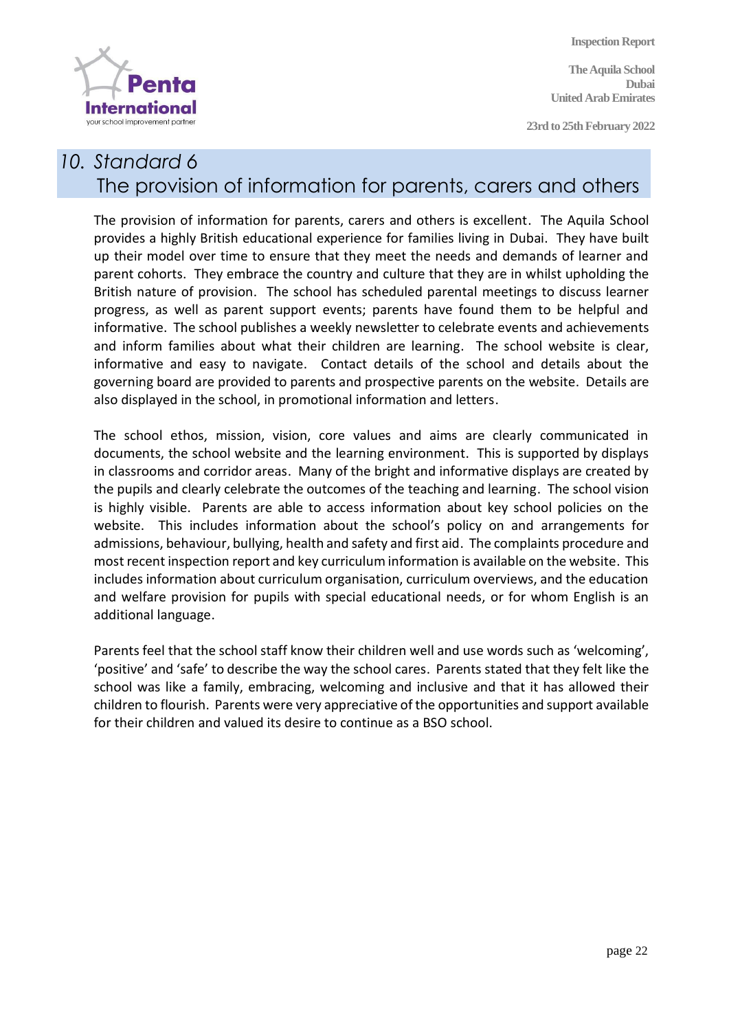# 10. Standard 6

## The provision of information for parents, carers and others

The provision of information for parents, carers and others is excellent. The Aquila School provides a highly British educational experience for families living in Dubai. They have built up their model over time to ensure that they meet the needs and demands of learner and parent cohorts. They embrace the country and culture that they are in whilst upholding the British nature of provision. The school has scheduled parental meetings to discuss learner progress, as well as parent support events; parents have found them to be helpful and informative. The school publishes a weekly newsletter to celebrate events and achievements and inform families about what their children are learning. The school website is clear, informative and easy to navigate. Contact details of the school and details about the governing board are provided to parents and prospective parents on the website. Details are also displayed in the school, in promotional information and letters.

The school ethos, mission, vision, core values and aims are clearly communicated in documents, the school website and the learning environment. This is supported by displays in classrooms and corridor areas. Many of the bright and informative displays are created by the pupils and clearly celebrate the outcomes of the teaching and learning. The school vision is highly visible. Parents are able to access information about key school policies on the website. This includes information about the school's policy on and arrangements for admissions, behaviour, bullying, health and safety and first aid. The complaints procedure and most recent inspection report and key curriculum information is available on the website. This includes information about curriculum organisation, curriculum overviews, and the education and welfare provision for pupils with special educational needs, or for whom English is an additional language.

Parents feel that the school staff know their children well and use words such as 'welcoming', 'positive' and 'safe' to describe the way the school cares. Parents stated that they felt like the school was like a family, embracing, welcoming and inclusive and that it has allowed their children to flourish. Parents were very appreciative of the opportunities and support available for their children and valued its desire to continue as a BSO school.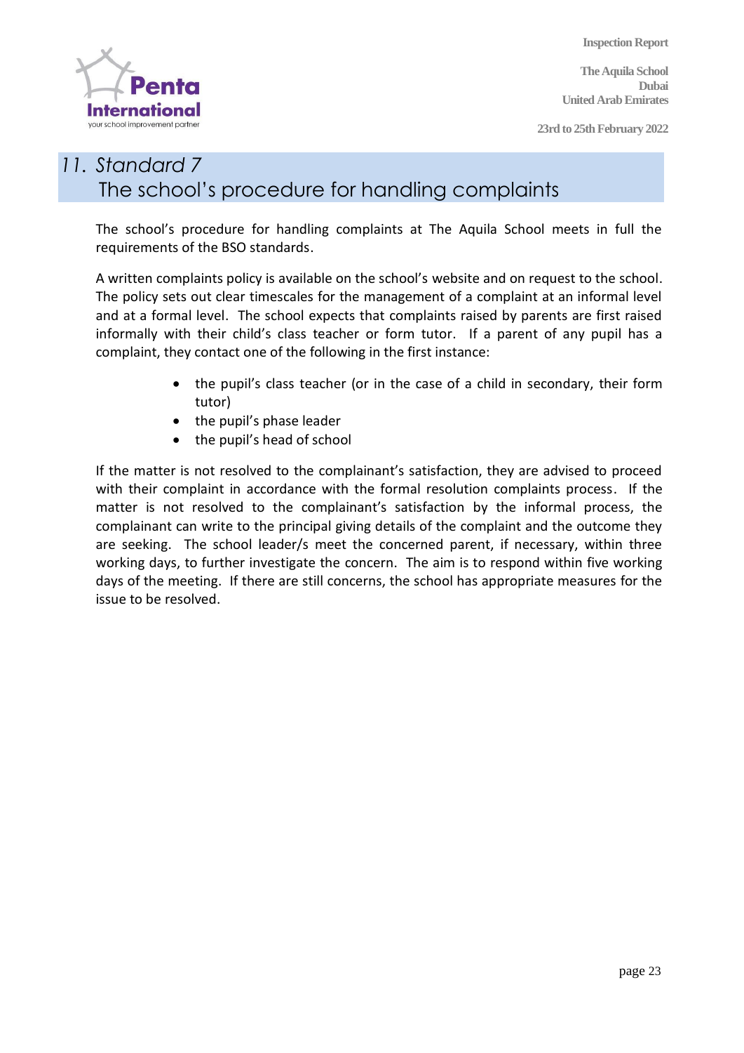## 11. Standard 7
## The school's procedure for handling complaints

The school's procedure for handling complaints at The Aquila School meets in full the requirements of the BSO standards.

A written complaints policy is available on the school's website and on request to the school. The policy sets out clear timescales for the management of a complaint at an informal level and at a formal level. The school expects that complaints raised by parents are first raised informally with their child's class teacher or form tutor. If a parent of any pupil has a complaint, they contact one of the following in the first instance:

- the pupil's class teacher (or in the case of a child in secondary, their form tutor)
- the pupil's phase leader
- the pupil's head of school

If the matter is not resolved to the complainant's satisfaction, they are advised to proceed with their complaint in accordance with the formal resolution complaints process. If the matter is not resolved to the complainant's satisfaction by the informal process, the complainant can write to the principal giving details of the complaint and the outcome they are seeking. The school leader/s meet the concerned parent, if necessary, within three working days, to further investigate the concern. The aim is to respond within five working days of the meeting. If there are still concerns, the school has appropriate measures for the issue to be resolved.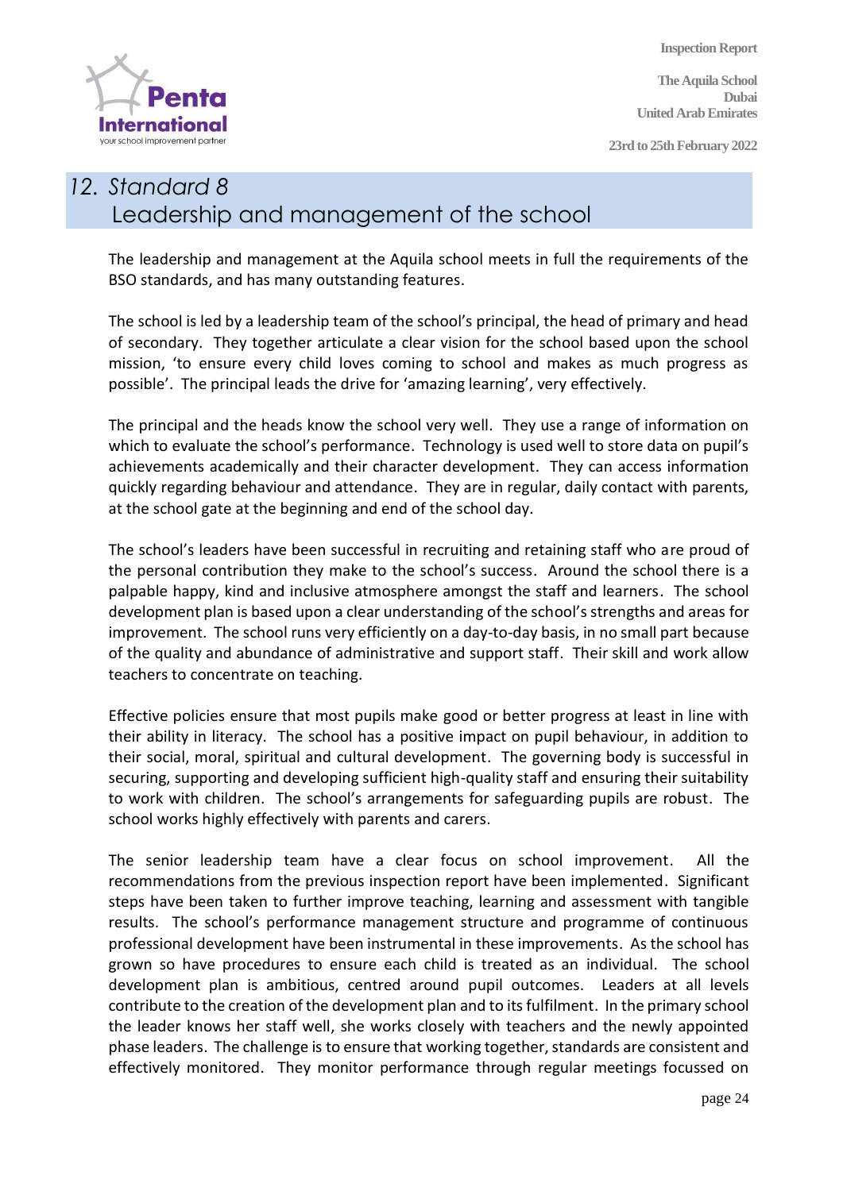# 12. Standard 8
## Leadership and management of the school

The leadership and management at the Aquila school meets in full the requirements of the BSO standards, and has many outstanding features.

The school is led by a leadership team of the school's principal, the head of primary and head of secondary. They together articulate a clear vision for the school based upon the school mission, 'to ensure every child loves coming to school and makes as much progress as possible'. The principal leads the drive for 'amazing learning', very effectively.

The principal and the heads know the school very well. They use a range of information on which to evaluate the school's performance. Technology is used well to store data on pupil's achievements academically and their character development. They can access information quickly regarding behaviour and attendance. They are in regular, daily contact with parents, at the school gate at the beginning and end of the school day.

The school's leaders have been successful in recruiting and retaining staff who are proud of the personal contribution they make to the school's success. Around the school there is a palpable happy, kind and inclusive atmosphere amongst the staff and learners. The school development plan is based upon a clear understanding of the school's strengths and areas for improvement. The school runs very efficiently on a day-to-day basis, in no small part because of the quality and abundance of administrative and support staff. Their skill and work allow teachers to concentrate on teaching.

Effective policies ensure that most pupils make good or better progress at least in line with their ability in literacy. The school has a positive impact on pupil behaviour, in addition to their social, moral, spiritual and cultural development. The governing body is successful in securing, supporting and developing sufficient high-quality staff and ensuring their suitability to work with children. The school's arrangements for safeguarding pupils are robust. The school works highly effectively with parents and carers.

The senior leadership team have a clear focus on school improvement. All the recommendations from the previous inspection report have been implemented. Significant steps have been taken to further improve teaching, learning and assessment with tangible results. The school's performance management structure and programme of continuous professional development have been instrumental in these improvements. As the school has grown so have procedures to ensure each child is treated as an individual. The school development plan is ambitious, centred around pupil outcomes. Leaders at all levels contribute to the creation of the development plan and to its fulfilment. In the primary school the leader knows her staff well, she works closely with teachers and the newly appointed phase leaders. The challenge is to ensure that working together, standards are consistent and effectively monitored. They monitor performance through regular meetings focussed on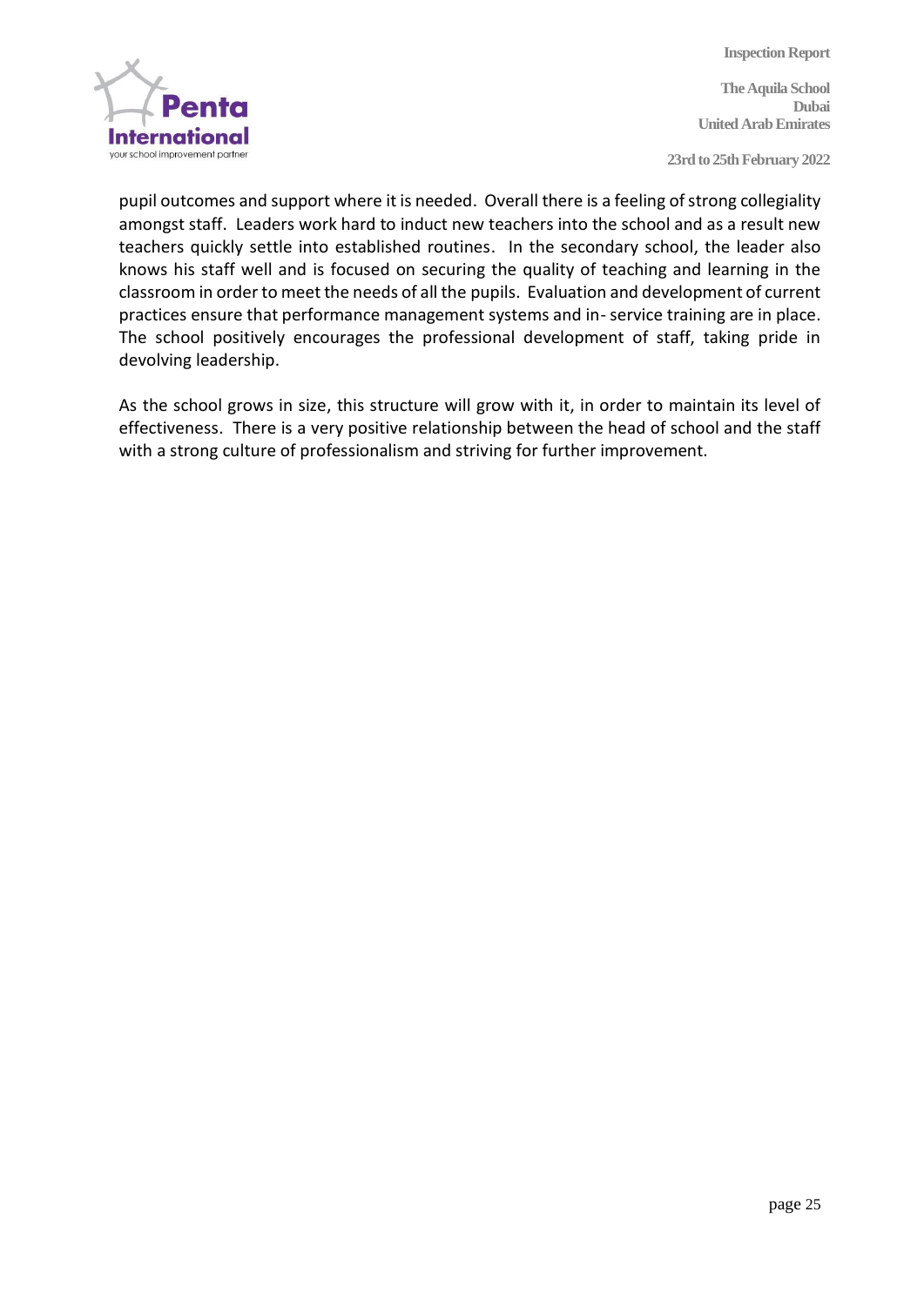pupil outcomes and support where it is needed. Overall there is a feeling of strong collegiality amongst staff. Leaders work hard to induct new teachers into the school and as a result new teachers quickly settle into established routines. In the secondary school, the leader also knows his staff well and is focused on securing the quality of teaching and learning in the classroom in order to meet the needs of all the pupils. Evaluation and development of current practices ensure that performance management systems and in- service training are in place. The school positively encourages the professional development of staff, taking pride in devolving leadership.

As the school grows in size, this structure will grow with it, in order to maintain its level of effectiveness. There is a very positive relationship between the head of school and the staff with a strong culture of professionalism and striving for further improvement.